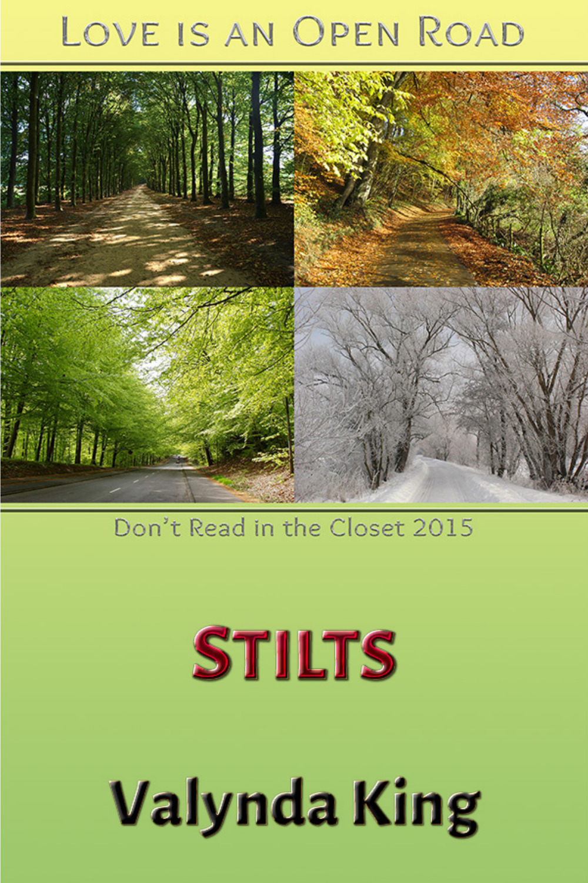Love is an Open Road

Don't Read in the Closet 2015

# Stilts

Valynda King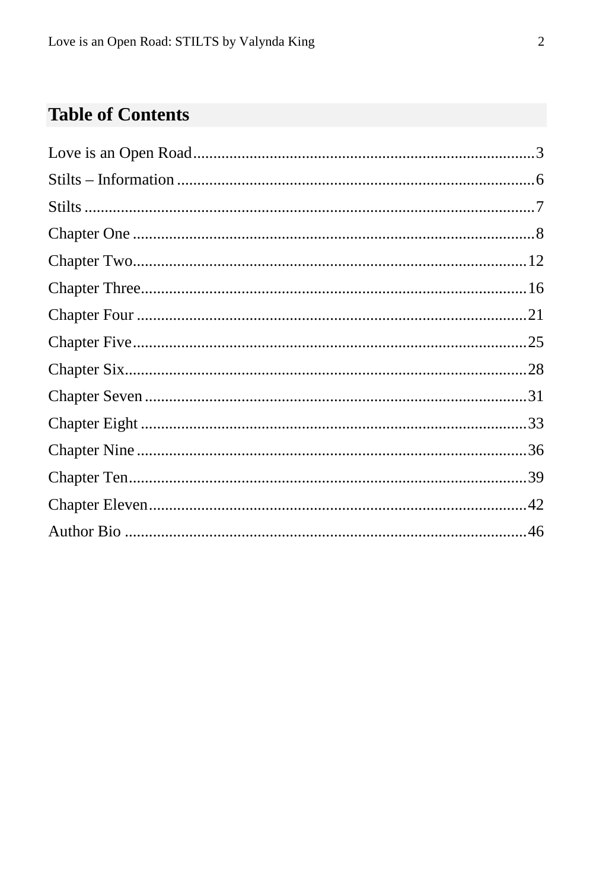## Table of Contents

Love is an Open Road....................................................................................3
Stilts – Information........................................................................................6
Stilts ..............................................................................................................7
Chapter One ..................................................................................................8
Chapter Two.................................................................................................12
Chapter Three...............................................................................................16
Chapter Four ................................................................................................21
Chapter Five.................................................................................................25
Chapter Six...................................................................................................28
Chapter Seven ..............................................................................................31
Chapter Eight ...............................................................................................33
Chapter Nine ................................................................................................36
Chapter Ten..................................................................................................39
Chapter Eleven.............................................................................................42
Author Bio ...................................................................................................46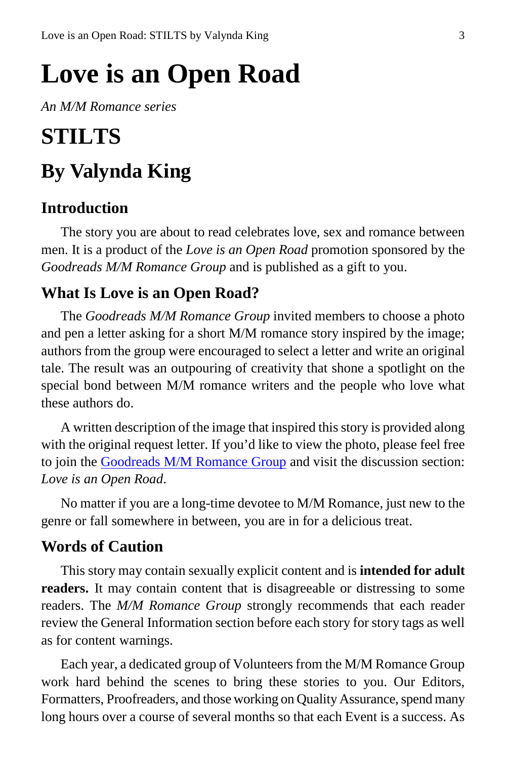# Love is an Open Road

*An M/M Romance series*

# STILTS

# By Valynda King

## Introduction

The story you are about to read celebrates love, sex and romance between men. It is a product of the *Love is an Open Road* promotion sponsored by the *Goodreads M/M Romance Group* and is published as a gift to you.

## What Is Love is an Open Road?

The *Goodreads M/M Romance Group* invited members to choose a photo and pen a letter asking for a short M/M romance story inspired by the image; authors from the group were encouraged to select a letter and write an original tale. The result was an outpouring of creativity that shone a spotlight on the special bond between M/M romance writers and the people who love what these authors do.

A written description of the image that inspired this story is provided along with the original request letter. If you'd like to view the photo, please feel free to join the Goodreads M/M Romance Group and visit the discussion section: *Love is an Open Road*.

No matter if you are a long-time devotee to M/M Romance, just new to the genre or fall somewhere in between, you are in for a delicious treat.

## Words of Caution

This story may contain sexually explicit content and is **intended for adult readers.** It may contain content that is disagreeable or distressing to some readers. The *M/M Romance Group* strongly recommends that each reader review the General Information section before each story for story tags as well as for content warnings.

Each year, a dedicated group of Volunteers from the M/M Romance Group work hard behind the scenes to bring these stories to you. Our Editors, Formatters, Proofreaders, and those working on Quality Assurance, spend many long hours over a course of several months so that each Event is a success. As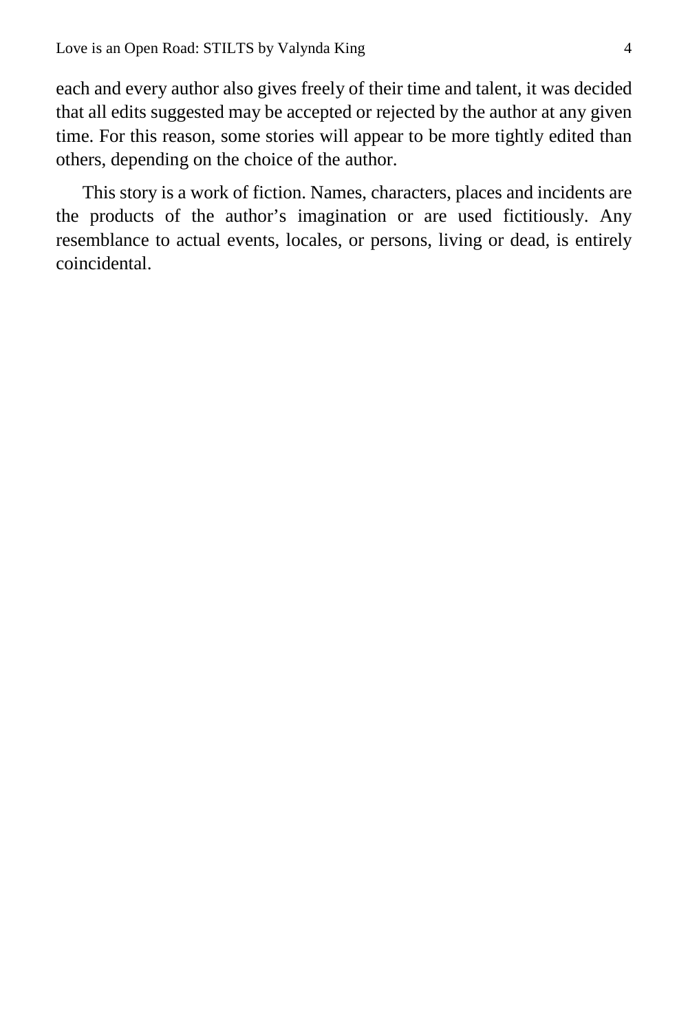each and every author also gives freely of their time and talent, it was decided that all edits suggested may be accepted or rejected by the author at any given time. For this reason, some stories will appear to be more tightly edited than others, depending on the choice of the author.

This story is a work of fiction. Names, characters, places and incidents are the products of the author's imagination or are used fictitiously. Any resemblance to actual events, locales, or persons, living or dead, is entirely coincidental.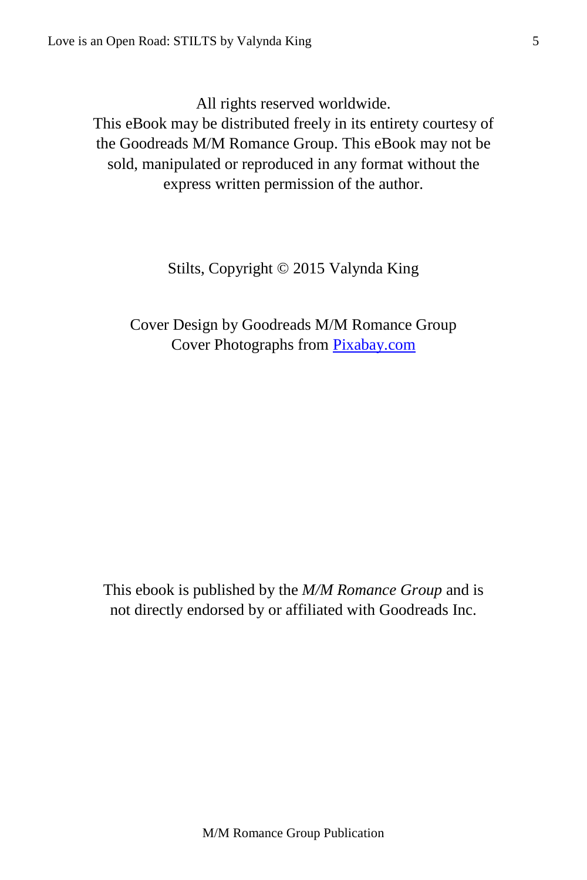All rights reserved worldwide.
This eBook may be distributed freely in its entirety courtesy of the Goodreads M/M Romance Group. This eBook may not be sold, manipulated or reproduced in any format without the express written permission of the author.

Stilts, Copyright © 2015 Valynda King

Cover Design by Goodreads M/M Romance Group
Cover Photographs from [Pixabay.com](http://pixabay.com)

This ebook is published by the *M/M Romance Group* and is not directly endorsed by or affiliated with Goodreads Inc.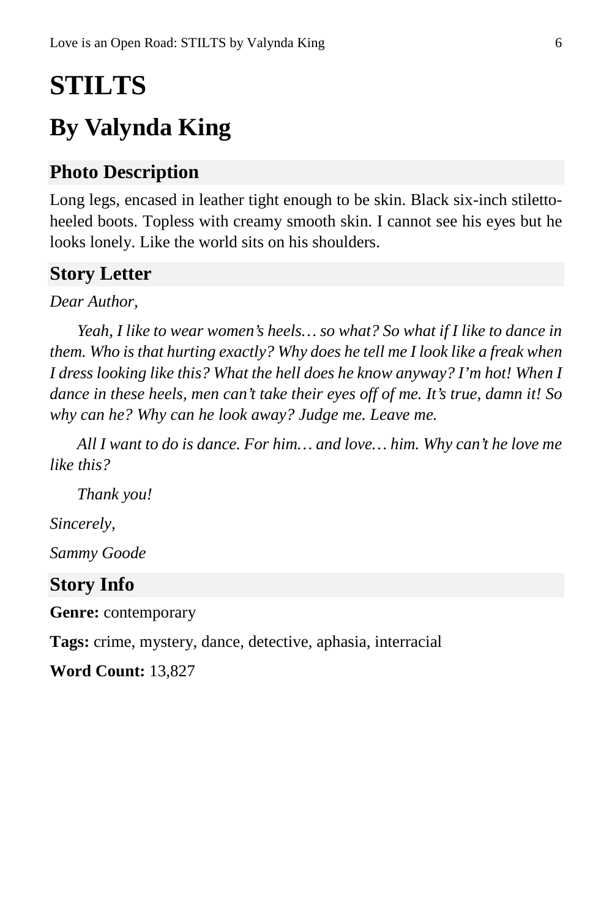# STILTS

## By Valynda King

### Photo Description

Long legs, encased in leather tight enough to be skin. Black six-inch stiletto-heeled boots. Topless with creamy smooth skin. I cannot see his eyes but he looks lonely. Like the world sits on his shoulders.

### Story Letter

*Dear Author,*

*Yeah, I like to wear women's heels… so what? So what if I like to dance in them. Who is that hurting exactly? Why does he tell me I look like a freak when I dress looking like this? What the hell does he know anyway? I'm hot! When I dance in these heels, men can't take their eyes off of me. It's true, damn it! So why can he? Why can he look away? Judge me. Leave me.*

*All I want to do is dance. For him… and love… him. Why can't he love me like this?*

*Thank you!*

*Sincerely,*

*Sammy Goode*

### Story Info

**Genre:** contemporary

**Tags:** crime, mystery, dance, detective, aphasia, interracial

**Word Count:** 13,827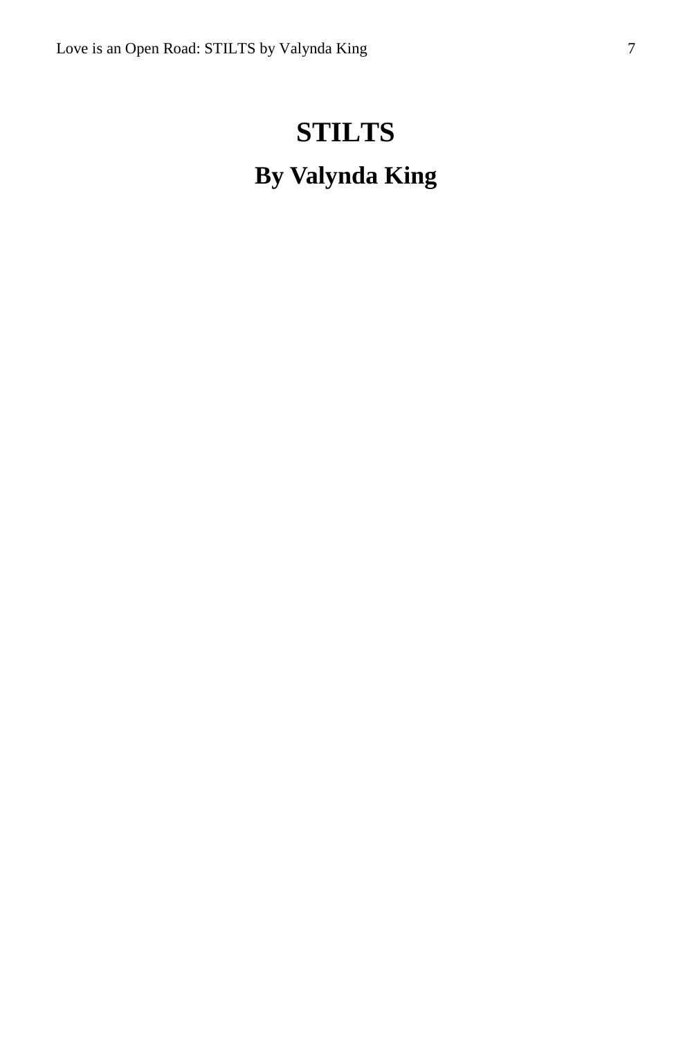# STILTS

## By Valynda King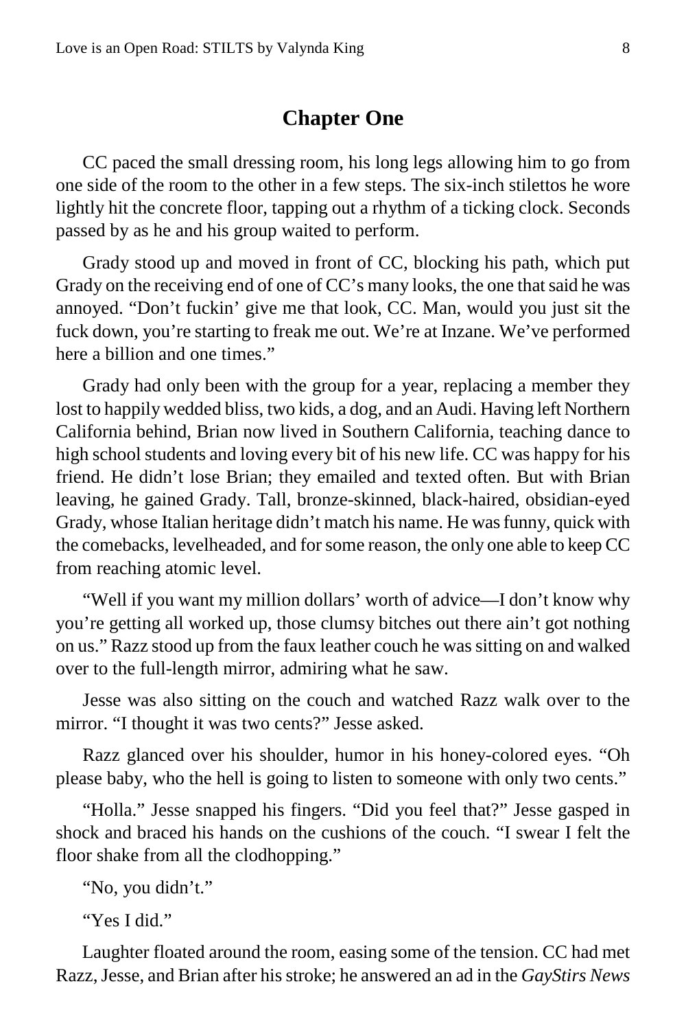## Chapter One

CC paced the small dressing room, his long legs allowing him to go from one side of the room to the other in a few steps. The six-inch stilettos he wore lightly hit the concrete floor, tapping out a rhythm of a ticking clock. Seconds passed by as he and his group waited to perform.

Grady stood up and moved in front of CC, blocking his path, which put Grady on the receiving end of one of CC's many looks, the one that said he was annoyed. "Don't fuckin' give me that look, CC. Man, would you just sit the fuck down, you're starting to freak me out. We're at Inzane. We've performed here a billion and one times."

Grady had only been with the group for a year, replacing a member they lost to happily wedded bliss, two kids, a dog, and an Audi. Having left Northern California behind, Brian now lived in Southern California, teaching dance to high school students and loving every bit of his new life. CC was happy for his friend. He didn't lose Brian; they emailed and texted often. But with Brian leaving, he gained Grady. Tall, bronze-skinned, black-haired, obsidian-eyed Grady, whose Italian heritage didn't match his name. He was funny, quick with the comebacks, levelheaded, and for some reason, the only one able to keep CC from reaching atomic level.

"Well if you want my million dollars' worth of advice—I don't know why you're getting all worked up, those clumsy bitches out there ain't got nothing on us." Razz stood up from the faux leather couch he was sitting on and walked over to the full-length mirror, admiring what he saw.

Jesse was also sitting on the couch and watched Razz walk over to the mirror. "I thought it was two cents?" Jesse asked.

Razz glanced over his shoulder, humor in his honey-colored eyes. "Oh please baby, who the hell is going to listen to someone with only two cents."

"Holla." Jesse snapped his fingers. "Did you feel that?" Jesse gasped in shock and braced his hands on the cushions of the couch. "I swear I felt the floor shake from all the clodhopping."

"No, you didn't."

"Yes I did."

Laughter floated around the room, easing some of the tension. CC had met Razz, Jesse, and Brian after his stroke; he answered an ad in the *GayStirs News*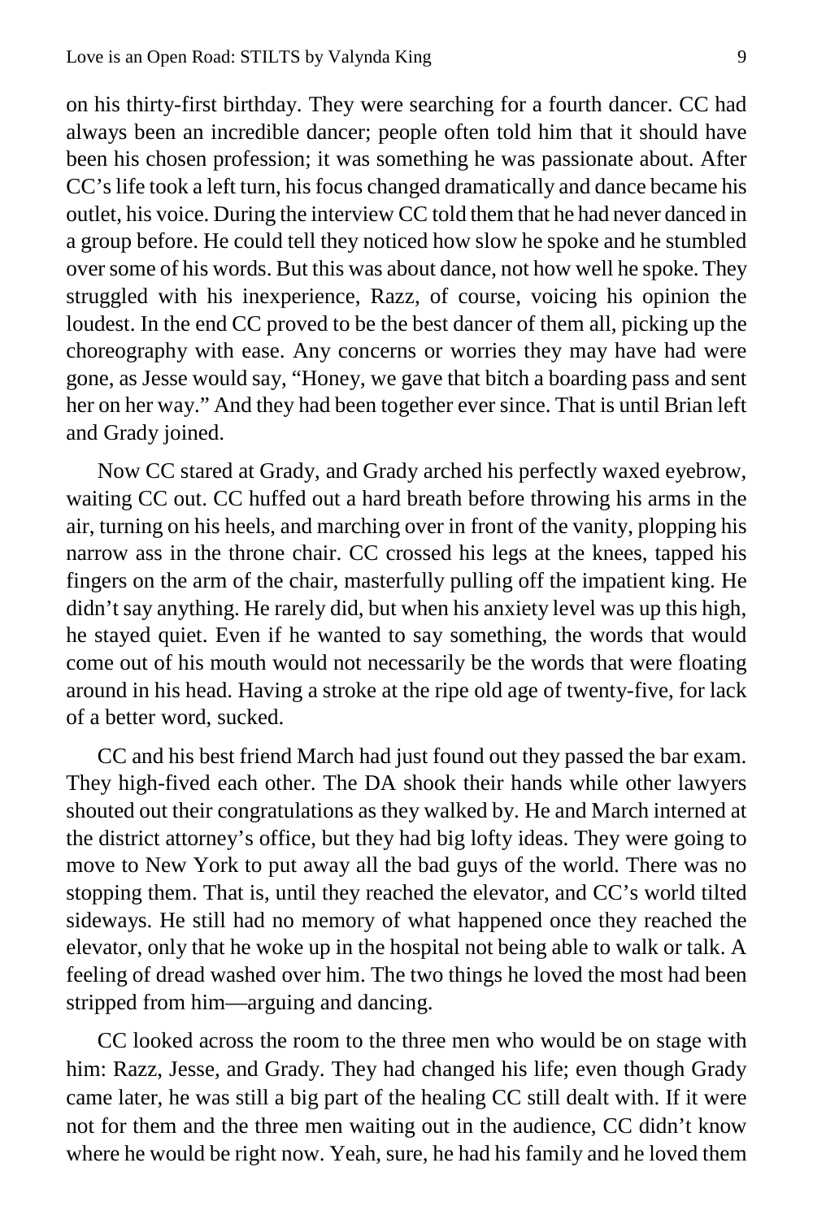on his thirty-first birthday. They were searching for a fourth dancer. CC had always been an incredible dancer; people often told him that it should have been his chosen profession; it was something he was passionate about. After CC's life took a left turn, his focus changed dramatically and dance became his outlet, his voice. During the interview CC told them that he had never danced in a group before. He could tell they noticed how slow he spoke and he stumbled over some of his words. But this was about dance, not how well he spoke. They struggled with his inexperience, Razz, of course, voicing his opinion the loudest. In the end CC proved to be the best dancer of them all, picking up the choreography with ease. Any concerns or worries they may have had were gone, as Jesse would say, "Honey, we gave that bitch a boarding pass and sent her on her way." And they had been together ever since. That is until Brian left and Grady joined.

Now CC stared at Grady, and Grady arched his perfectly waxed eyebrow, waiting CC out. CC huffed out a hard breath before throwing his arms in the air, turning on his heels, and marching over in front of the vanity, plopping his narrow ass in the throne chair. CC crossed his legs at the knees, tapped his fingers on the arm of the chair, masterfully pulling off the impatient king. He didn't say anything. He rarely did, but when his anxiety level was up this high, he stayed quiet. Even if he wanted to say something, the words that would come out of his mouth would not necessarily be the words that were floating around in his head. Having a stroke at the ripe old age of twenty-five, for lack of a better word, sucked.

CC and his best friend March had just found out they passed the bar exam. They high-fived each other. The DA shook their hands while other lawyers shouted out their congratulations as they walked by. He and March interned at the district attorney's office, but they had big lofty ideas. They were going to move to New York to put away all the bad guys of the world. There was no stopping them. That is, until they reached the elevator, and CC's world tilted sideways. He still had no memory of what happened once they reached the elevator, only that he woke up in the hospital not being able to walk or talk. A feeling of dread washed over him. The two things he loved the most had been stripped from him—arguing and dancing.

CC looked across the room to the three men who would be on stage with him: Razz, Jesse, and Grady. They had changed his life; even though Grady came later, he was still a big part of the healing CC still dealt with. If it were not for them and the three men waiting out in the audience, CC didn't know where he would be right now. Yeah, sure, he had his family and he loved them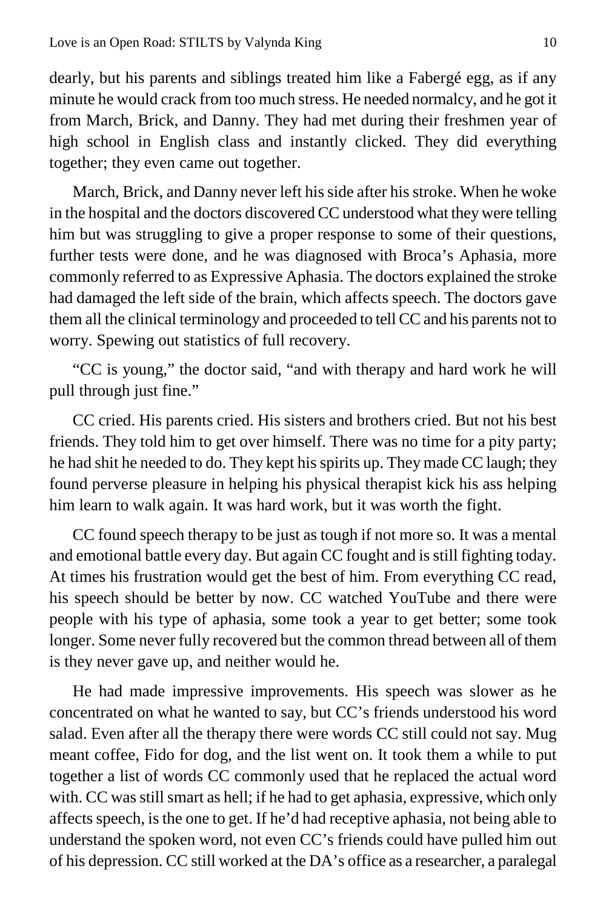dearly, but his parents and siblings treated him like a Fabergé egg, as if any minute he would crack from too much stress. He needed normalcy, and he got it from March, Brick, and Danny. They had met during their freshmen year of high school in English class and instantly clicked. They did everything together; they even came out together.

March, Brick, and Danny never left his side after his stroke. When he woke in the hospital and the doctors discovered CC understood what they were telling him but was struggling to give a proper response to some of their questions, further tests were done, and he was diagnosed with Broca's Aphasia, more commonly referred to as Expressive Aphasia. The doctors explained the stroke had damaged the left side of the brain, which affects speech. The doctors gave them all the clinical terminology and proceeded to tell CC and his parents not to worry. Spewing out statistics of full recovery.

"CC is young," the doctor said, "and with therapy and hard work he will pull through just fine."

CC cried. His parents cried. His sisters and brothers cried. But not his best friends. They told him to get over himself. There was no time for a pity party; he had shit he needed to do. They kept his spirits up. They made CC laugh; they found perverse pleasure in helping his physical therapist kick his ass helping him learn to walk again. It was hard work, but it was worth the fight.

CC found speech therapy to be just as tough if not more so. It was a mental and emotional battle every day. But again CC fought and is still fighting today. At times his frustration would get the best of him. From everything CC read, his speech should be better by now. CC watched YouTube and there were people with his type of aphasia, some took a year to get better; some took longer. Some never fully recovered but the common thread between all of them is they never gave up, and neither would he.

He had made impressive improvements. His speech was slower as he concentrated on what he wanted to say, but CC's friends understood his word salad. Even after all the therapy there were words CC still could not say. Mug meant coffee, Fido for dog, and the list went on. It took them a while to put together a list of words CC commonly used that he replaced the actual word with. CC was still smart as hell; if he had to get aphasia, expressive, which only affects speech, is the one to get. If he'd had receptive aphasia, not being able to understand the spoken word, not even CC's friends could have pulled him out of his depression. CC still worked at the DA's office as a researcher, a paralegal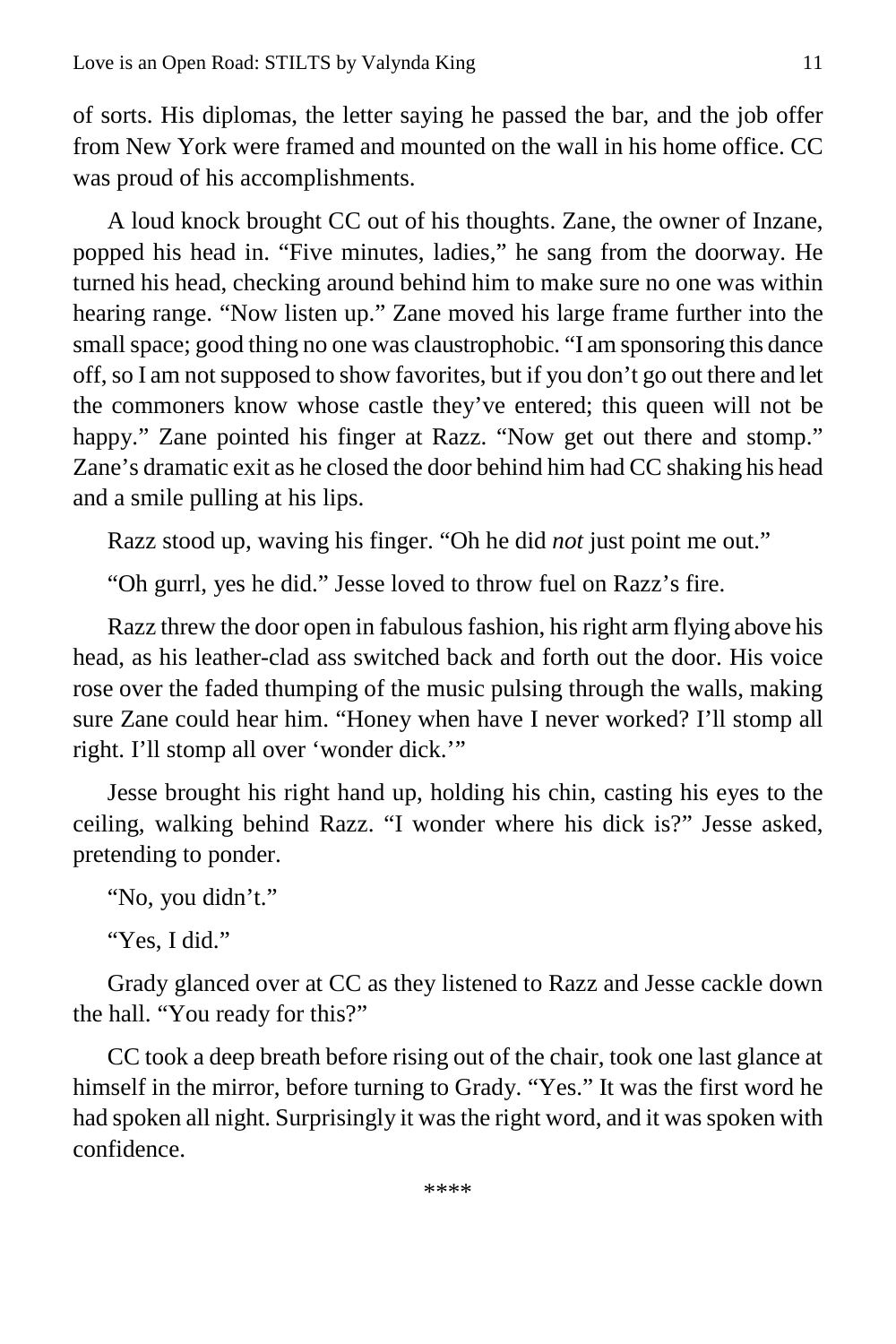of sorts. His diplomas, the letter saying he passed the bar, and the job offer from New York were framed and mounted on the wall in his home office. CC was proud of his accomplishments.

A loud knock brought CC out of his thoughts. Zane, the owner of Inzane, popped his head in. "Five minutes, ladies," he sang from the doorway. He turned his head, checking around behind him to make sure no one was within hearing range. "Now listen up." Zane moved his large frame further into the small space; good thing no one was claustrophobic. "I am sponsoring this dance off, so I am not supposed to show favorites, but if you don't go out there and let the commoners know whose castle they've entered; this queen will not be happy." Zane pointed his finger at Razz. "Now get out there and stomp." Zane's dramatic exit as he closed the door behind him had CC shaking his head and a smile pulling at his lips.

Razz stood up, waving his finger. "Oh he did *not* just point me out."

"Oh gurrl, yes he did." Jesse loved to throw fuel on Razz's fire.

Razz threw the door open in fabulous fashion, his right arm flying above his head, as his leather-clad ass switched back and forth out the door. His voice rose over the faded thumping of the music pulsing through the walls, making sure Zane could hear him. "Honey when have I never worked? I'll stomp all right. I'll stomp all over 'wonder dick.'"

Jesse brought his right hand up, holding his chin, casting his eyes to the ceiling, walking behind Razz. "I wonder where his dick is?" Jesse asked, pretending to ponder.

"No, you didn't."

"Yes, I did."

Grady glanced over at CC as they listened to Razz and Jesse cackle down the hall. "You ready for this?"

CC took a deep breath before rising out of the chair, took one last glance at himself in the mirror, before turning to Grady. "Yes." It was the first word he had spoken all night. Surprisingly it was the right word, and it was spoken with confidence.

****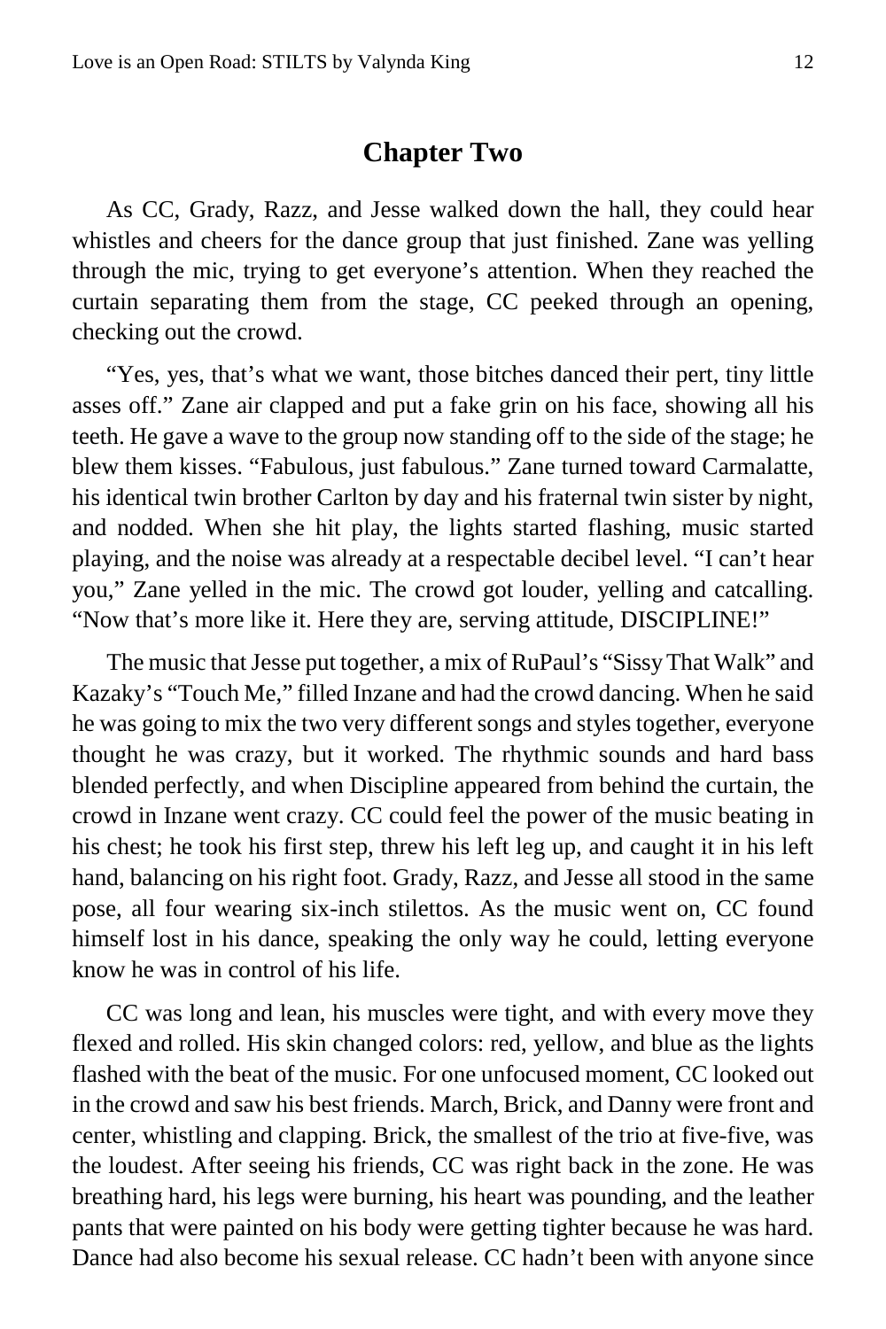## Chapter Two

As CC, Grady, Razz, and Jesse walked down the hall, they could hear whistles and cheers for the dance group that just finished. Zane was yelling through the mic, trying to get everyone's attention. When they reached the curtain separating them from the stage, CC peeked through an opening, checking out the crowd.

"Yes, yes, that's what we want, those bitches danced their pert, tiny little asses off." Zane air clapped and put a fake grin on his face, showing all his teeth. He gave a wave to the group now standing off to the side of the stage; he blew them kisses. "Fabulous, just fabulous." Zane turned toward Carmalatte, his identical twin brother Carlton by day and his fraternal twin sister by night, and nodded. When she hit play, the lights started flashing, music started playing, and the noise was already at a respectable decibel level. "I can't hear you," Zane yelled in the mic. The crowd got louder, yelling and catcalling. "Now that's more like it. Here they are, serving attitude, DISCIPLINE!"

The music that Jesse put together, a mix of RuPaul's "Sissy That Walk" and Kazaky's "Touch Me," filled Inzane and had the crowd dancing. When he said he was going to mix the two very different songs and styles together, everyone thought he was crazy, but it worked. The rhythmic sounds and hard bass blended perfectly, and when Discipline appeared from behind the curtain, the crowd in Inzane went crazy. CC could feel the power of the music beating in his chest; he took his first step, threw his left leg up, and caught it in his left hand, balancing on his right foot. Grady, Razz, and Jesse all stood in the same pose, all four wearing six-inch stilettos. As the music went on, CC found himself lost in his dance, speaking the only way he could, letting everyone know he was in control of his life.

CC was long and lean, his muscles were tight, and with every move they flexed and rolled. His skin changed colors: red, yellow, and blue as the lights flashed with the beat of the music. For one unfocused moment, CC looked out in the crowd and saw his best friends. March, Brick, and Danny were front and center, whistling and clapping. Brick, the smallest of the trio at five-five, was the loudest. After seeing his friends, CC was right back in the zone. He was breathing hard, his legs were burning, his heart was pounding, and the leather pants that were painted on his body were getting tighter because he was hard. Dance had also become his sexual release. CC hadn't been with anyone since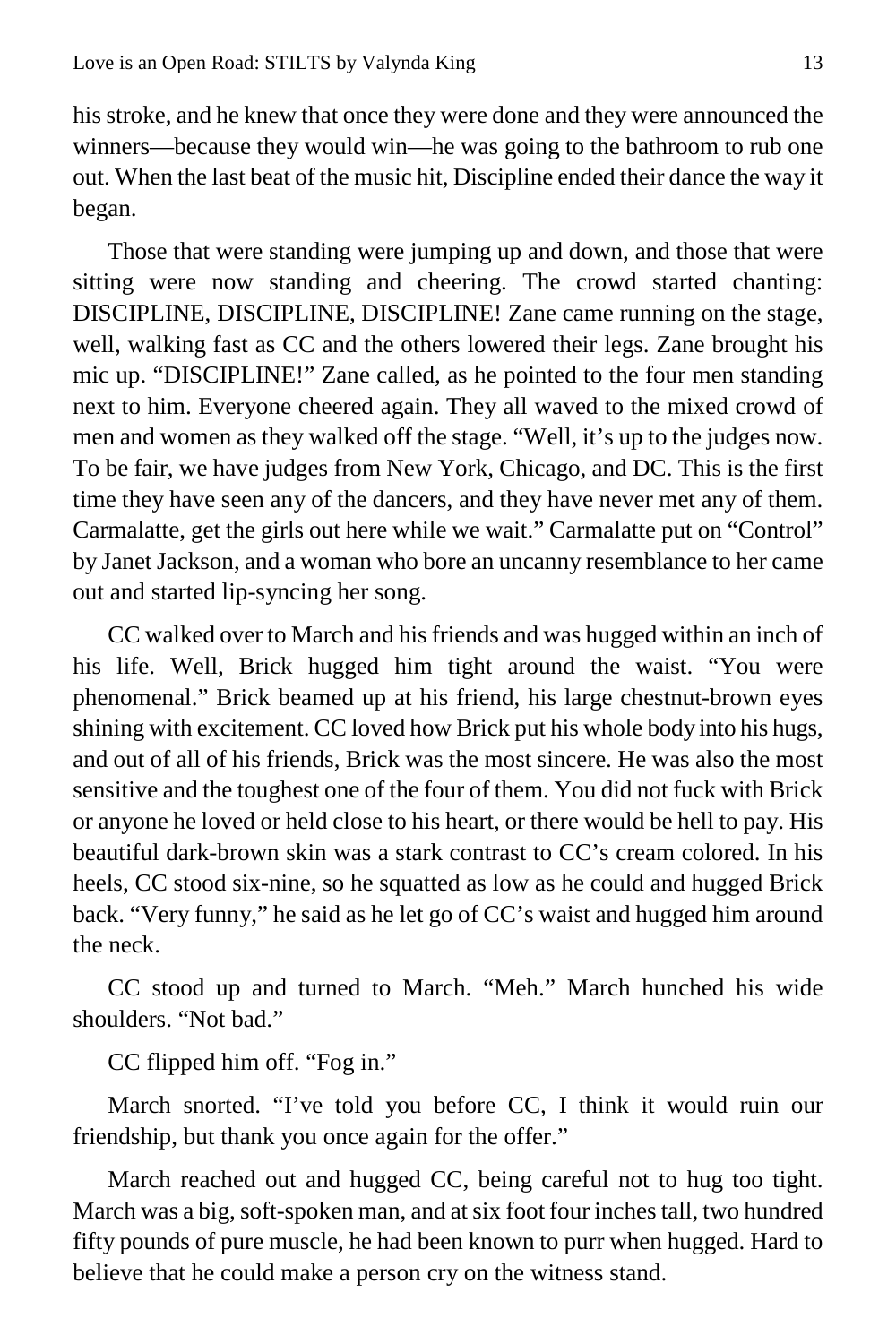his stroke, and he knew that once they were done and they were announced the winners—because they would win—he was going to the bathroom to rub one out. When the last beat of the music hit, Discipline ended their dance the way it began.

Those that were standing were jumping up and down, and those that were sitting were now standing and cheering. The crowd started chanting: DISCIPLINE, DISCIPLINE, DISCIPLINE! Zane came running on the stage, well, walking fast as CC and the others lowered their legs. Zane brought his mic up. "DISCIPLINE!" Zane called, as he pointed to the four men standing next to him. Everyone cheered again. They all waved to the mixed crowd of men and women as they walked off the stage. "Well, it's up to the judges now. To be fair, we have judges from New York, Chicago, and DC. This is the first time they have seen any of the dancers, and they have never met any of them. Carmalatte, get the girls out here while we wait." Carmalatte put on "Control" by Janet Jackson, and a woman who bore an uncanny resemblance to her came out and started lip-syncing her song.

CC walked over to March and his friends and was hugged within an inch of his life. Well, Brick hugged him tight around the waist. "You were phenomenal." Brick beamed up at his friend, his large chestnut-brown eyes shining with excitement. CC loved how Brick put his whole body into his hugs, and out of all of his friends, Brick was the most sincere. He was also the most sensitive and the toughest one of the four of them. You did not fuck with Brick or anyone he loved or held close to his heart, or there would be hell to pay. His beautiful dark-brown skin was a stark contrast to CC's cream colored. In his heels, CC stood six-nine, so he squatted as low as he could and hugged Brick back. "Very funny," he said as he let go of CC's waist and hugged him around the neck.

CC stood up and turned to March. "Meh." March hunched his wide shoulders. "Not bad."

CC flipped him off. "Fog in."

March snorted. "I've told you before CC, I think it would ruin our friendship, but thank you once again for the offer."

March reached out and hugged CC, being careful not to hug too tight. March was a big, soft-spoken man, and at six foot four inches tall, two hundred fifty pounds of pure muscle, he had been known to purr when hugged. Hard to believe that he could make a person cry on the witness stand.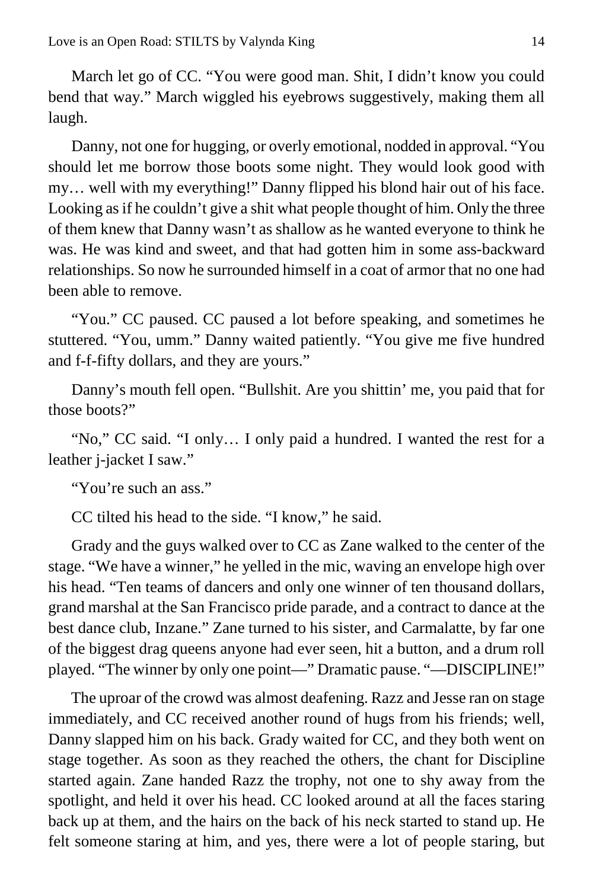March let go of CC. "You were good man. Shit, I didn't know you could bend that way." March wiggled his eyebrows suggestively, making them all laugh.

Danny, not one for hugging, or overly emotional, nodded in approval. "You should let me borrow those boots some night. They would look good with my… well with my everything!" Danny flipped his blond hair out of his face. Looking as if he couldn't give a shit what people thought of him. Only the three of them knew that Danny wasn't as shallow as he wanted everyone to think he was. He was kind and sweet, and that had gotten him in some ass-backward relationships. So now he surrounded himself in a coat of armor that no one had been able to remove.

"You." CC paused. CC paused a lot before speaking, and sometimes he stuttered. "You, umm." Danny waited patiently. "You give me five hundred and f-f-fifty dollars, and they are yours."

Danny's mouth fell open. "Bullshit. Are you shittin' me, you paid that for those boots?"

"No," CC said. "I only… I only paid a hundred. I wanted the rest for a leather j-jacket I saw."

"You're such an ass."

CC tilted his head to the side. "I know," he said.

Grady and the guys walked over to CC as Zane walked to the center of the stage. "We have a winner," he yelled in the mic, waving an envelope high over his head. "Ten teams of dancers and only one winner of ten thousand dollars, grand marshal at the San Francisco pride parade, and a contract to dance at the best dance club, Inzane." Zane turned to his sister, and Carmalatte, by far one of the biggest drag queens anyone had ever seen, hit a button, and a drum roll played. "The winner by only one point—" Dramatic pause. "—DISCIPLINE!"

The uproar of the crowd was almost deafening. Razz and Jesse ran on stage immediately, and CC received another round of hugs from his friends; well, Danny slapped him on his back. Grady waited for CC, and they both went on stage together. As soon as they reached the others, the chant for Discipline started again. Zane handed Razz the trophy, not one to shy away from the spotlight, and held it over his head. CC looked around at all the faces staring back up at them, and the hairs on the back of his neck started to stand up. He felt someone staring at him, and yes, there were a lot of people staring, but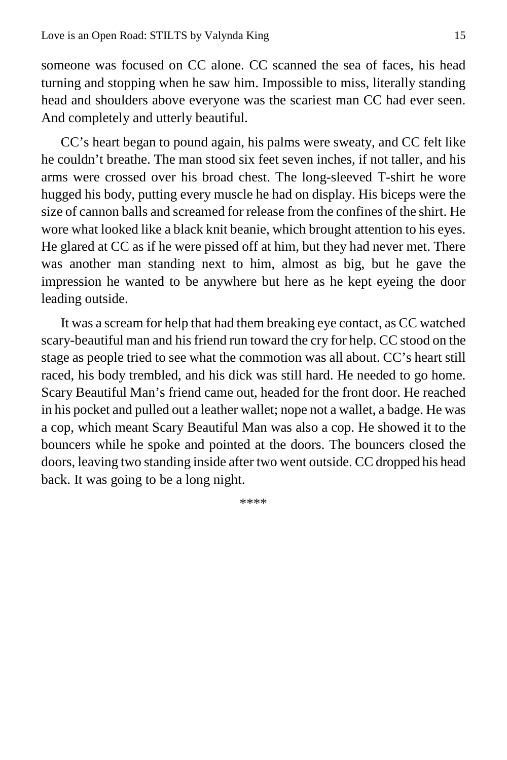someone was focused on CC alone. CC scanned the sea of faces, his head turning and stopping when he saw him. Impossible to miss, literally standing head and shoulders above everyone was the scariest man CC had ever seen. And completely and utterly beautiful.

CC's heart began to pound again, his palms were sweaty, and CC felt like he couldn't breathe. The man stood six feet seven inches, if not taller, and his arms were crossed over his broad chest. The long-sleeved T-shirt he wore hugged his body, putting every muscle he had on display. His biceps were the size of cannon balls and screamed for release from the confines of the shirt. He wore what looked like a black knit beanie, which brought attention to his eyes. He glared at CC as if he were pissed off at him, but they had never met. There was another man standing next to him, almost as big, but he gave the impression he wanted to be anywhere but here as he kept eyeing the door leading outside.

It was a scream for help that had them breaking eye contact, as CC watched scary-beautiful man and his friend run toward the cry for help. CC stood on the stage as people tried to see what the commotion was all about. CC's heart still raced, his body trembled, and his dick was still hard. He needed to go home. Scary Beautiful Man's friend came out, headed for the front door. He reached in his pocket and pulled out a leather wallet; nope not a wallet, a badge. He was a cop, which meant Scary Beautiful Man was also a cop. He showed it to the bouncers while he spoke and pointed at the doors. The bouncers closed the doors, leaving two standing inside after two went outside. CC dropped his head back. It was going to be a long night.

****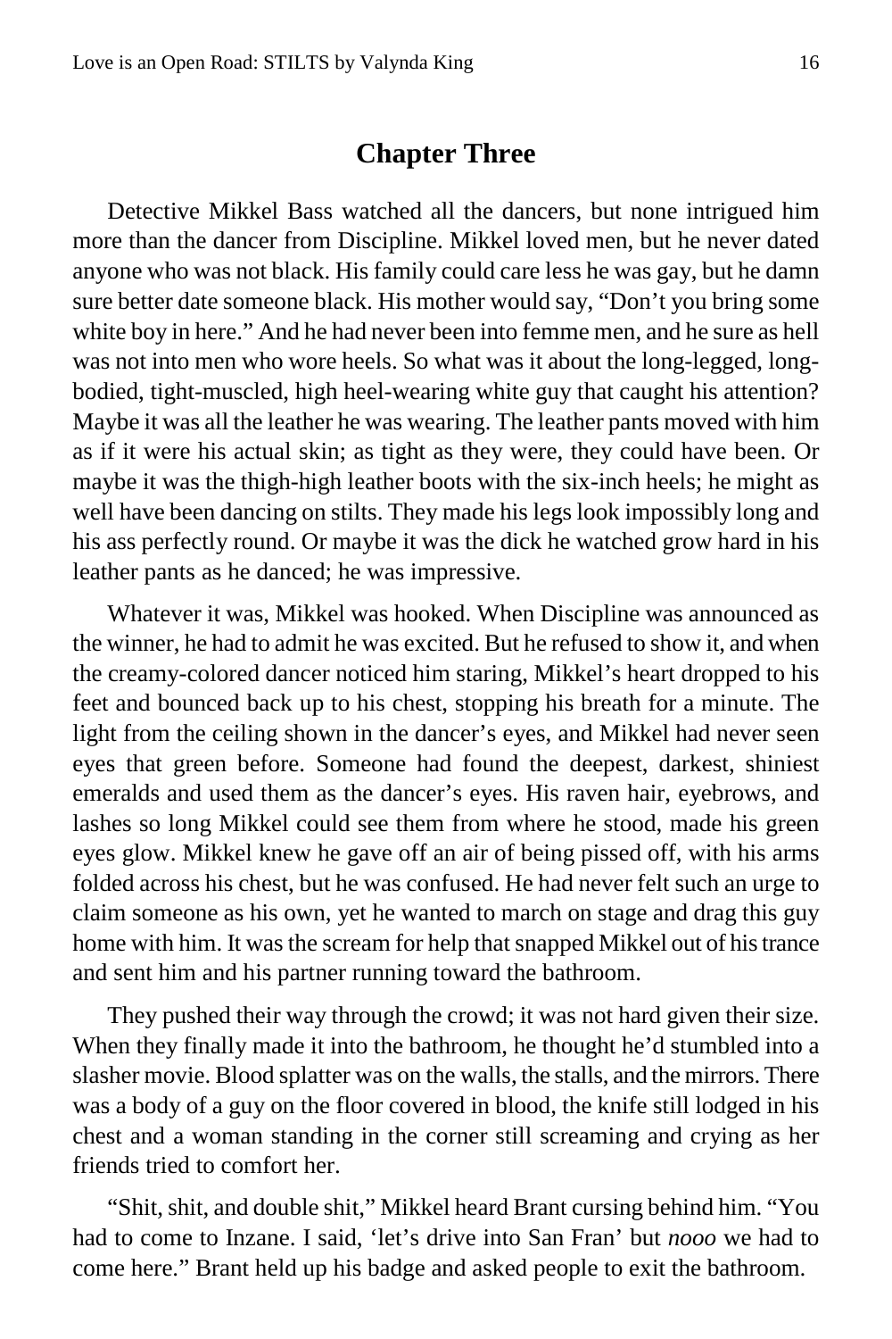## Chapter Three

Detective Mikkel Bass watched all the dancers, but none intrigued him more than the dancer from Discipline. Mikkel loved men, but he never dated anyone who was not black. His family could care less he was gay, but he damn sure better date someone black. His mother would say, "Don't you bring some white boy in here." And he had never been into femme men, and he sure as hell was not into men who wore heels. So what was it about the long-legged, long-bodied, tight-muscled, high heel-wearing white guy that caught his attention? Maybe it was all the leather he was wearing. The leather pants moved with him as if it were his actual skin; as tight as they were, they could have been. Or maybe it was the thigh-high leather boots with the six-inch heels; he might as well have been dancing on stilts. They made his legs look impossibly long and his ass perfectly round. Or maybe it was the dick he watched grow hard in his leather pants as he danced; he was impressive.

Whatever it was, Mikkel was hooked. When Discipline was announced as the winner, he had to admit he was excited. But he refused to show it, and when the creamy-colored dancer noticed him staring, Mikkel's heart dropped to his feet and bounced back up to his chest, stopping his breath for a minute. The light from the ceiling shown in the dancer's eyes, and Mikkel had never seen eyes that green before. Someone had found the deepest, darkest, shiniest emeralds and used them as the dancer's eyes. His raven hair, eyebrows, and lashes so long Mikkel could see them from where he stood, made his green eyes glow. Mikkel knew he gave off an air of being pissed off, with his arms folded across his chest, but he was confused. He had never felt such an urge to claim someone as his own, yet he wanted to march on stage and drag this guy home with him. It was the scream for help that snapped Mikkel out of his trance and sent him and his partner running toward the bathroom.

They pushed their way through the crowd; it was not hard given their size. When they finally made it into the bathroom, he thought he'd stumbled into a slasher movie. Blood splatter was on the walls, the stalls, and the mirrors. There was a body of a guy on the floor covered in blood, the knife still lodged in his chest and a woman standing in the corner still screaming and crying as her friends tried to comfort her.

"Shit, shit, and double shit," Mikkel heard Brant cursing behind him. "You had to come to Inzane. I said, 'let's drive into San Fran' but *nooo* we had to come here." Brant held up his badge and asked people to exit the bathroom.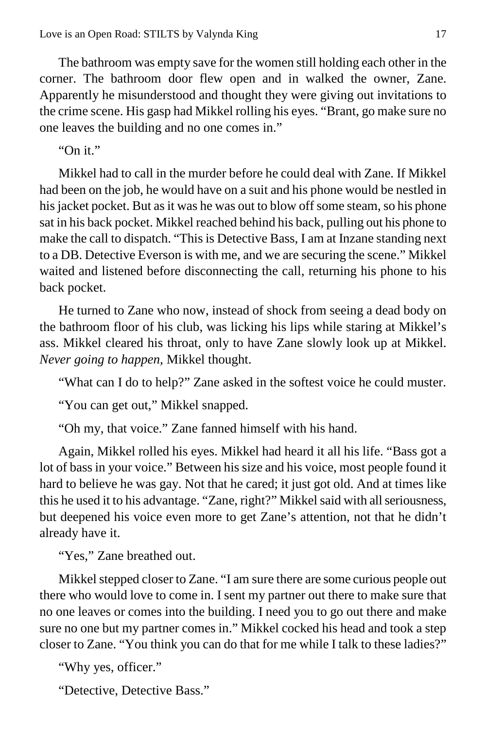The bathroom was empty save for the women still holding each other in the corner. The bathroom door flew open and in walked the owner, Zane. Apparently he misunderstood and thought they were giving out invitations to the crime scene. His gasp had Mikkel rolling his eyes. "Brant, go make sure no one leaves the building and no one comes in."

"On it."

Mikkel had to call in the murder before he could deal with Zane. If Mikkel had been on the job, he would have on a suit and his phone would be nestled in his jacket pocket. But as it was he was out to blow off some steam, so his phone sat in his back pocket. Mikkel reached behind his back, pulling out his phone to make the call to dispatch. "This is Detective Bass, I am at Inzane standing next to a DB. Detective Everson is with me, and we are securing the scene." Mikkel waited and listened before disconnecting the call, returning his phone to his back pocket.

He turned to Zane who now, instead of shock from seeing a dead body on the bathroom floor of his club, was licking his lips while staring at Mikkel's ass. Mikkel cleared his throat, only to have Zane slowly look up at Mikkel. *Never going to happen,* Mikkel thought.

"What can I do to help?" Zane asked in the softest voice he could muster.

"You can get out," Mikkel snapped.

"Oh my, that voice." Zane fanned himself with his hand.

Again, Mikkel rolled his eyes. Mikkel had heard it all his life. "Bass got a lot of bass in your voice." Between his size and his voice, most people found it hard to believe he was gay. Not that he cared; it just got old. And at times like this he used it to his advantage. "Zane, right?" Mikkel said with all seriousness, but deepened his voice even more to get Zane's attention, not that he didn't already have it.

"Yes," Zane breathed out.

Mikkel stepped closer to Zane. "I am sure there are some curious people out there who would love to come in. I sent my partner out there to make sure that no one leaves or comes into the building. I need you to go out there and make sure no one but my partner comes in." Mikkel cocked his head and took a step closer to Zane. "You think you can do that for me while I talk to these ladies?"

"Why yes, officer."

"Detective, Detective Bass."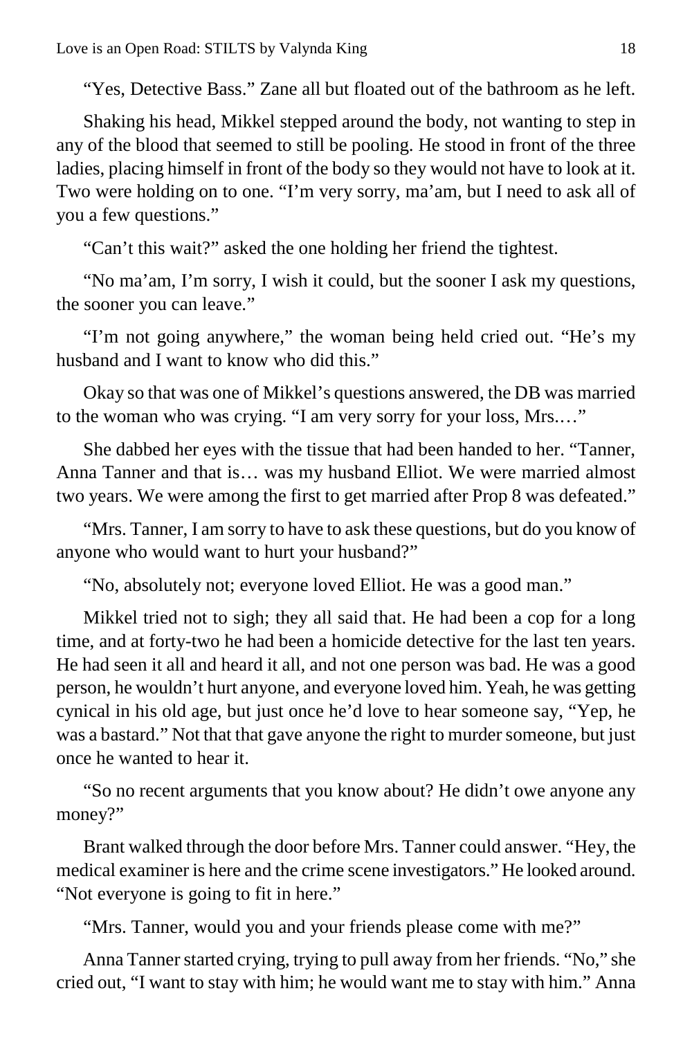"Yes, Detective Bass." Zane all but floated out of the bathroom as he left.

Shaking his head, Mikkel stepped around the body, not wanting to step in any of the blood that seemed to still be pooling. He stood in front of the three ladies, placing himself in front of the body so they would not have to look at it. Two were holding on to one. "I'm very sorry, ma'am, but I need to ask all of you a few questions."

"Can't this wait?" asked the one holding her friend the tightest.

"No ma'am, I'm sorry, I wish it could, but the sooner I ask my questions, the sooner you can leave."

"I'm not going anywhere," the woman being held cried out. "He's my husband and I want to know who did this."

Okay so that was one of Mikkel's questions answered, the DB was married to the woman who was crying. "I am very sorry for your loss, Mrs.…"

She dabbed her eyes with the tissue that had been handed to her. "Tanner, Anna Tanner and that is… was my husband Elliot. We were married almost two years. We were among the first to get married after Prop 8 was defeated."

"Mrs. Tanner, I am sorry to have to ask these questions, but do you know of anyone who would want to hurt your husband?"

"No, absolutely not; everyone loved Elliot. He was a good man."

Mikkel tried not to sigh; they all said that. He had been a cop for a long time, and at forty-two he had been a homicide detective for the last ten years. He had seen it all and heard it all, and not one person was bad. He was a good person, he wouldn't hurt anyone, and everyone loved him. Yeah, he was getting cynical in his old age, but just once he'd love to hear someone say, "Yep, he was a bastard." Not that that gave anyone the right to murder someone, but just once he wanted to hear it.

"So no recent arguments that you know about? He didn't owe anyone any money?"

Brant walked through the door before Mrs. Tanner could answer. "Hey, the medical examiner is here and the crime scene investigators." He looked around. "Not everyone is going to fit in here."

"Mrs. Tanner, would you and your friends please come with me?"

Anna Tanner started crying, trying to pull away from her friends. "No," she cried out, "I want to stay with him; he would want me to stay with him." Anna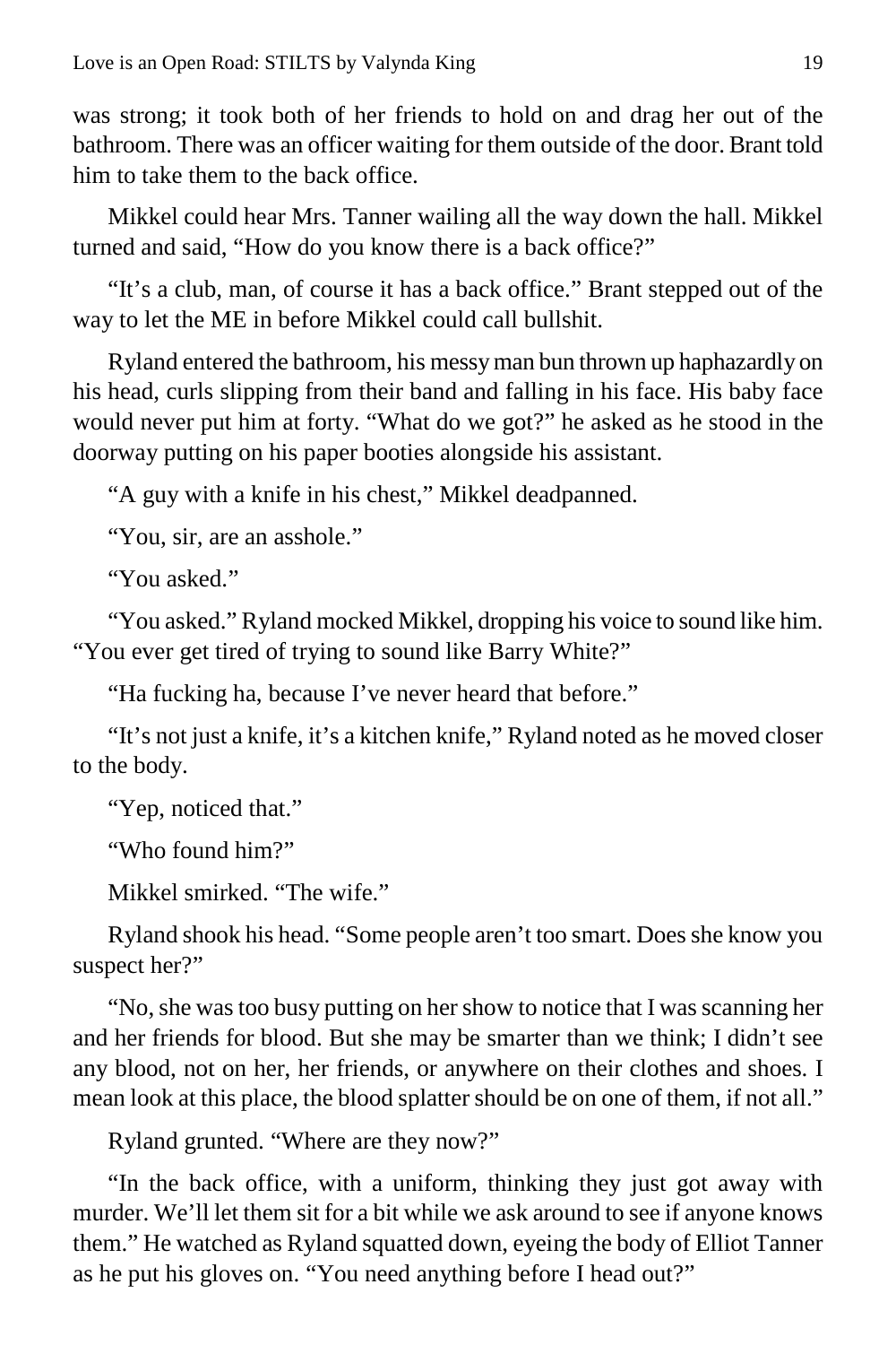was strong; it took both of her friends to hold on and drag her out of the bathroom. There was an officer waiting for them outside of the door. Brant told him to take them to the back office.

Mikkel could hear Mrs. Tanner wailing all the way down the hall. Mikkel turned and said, "How do you know there is a back office?"

"It's a club, man, of course it has a back office." Brant stepped out of the way to let the ME in before Mikkel could call bullshit.

Ryland entered the bathroom, his messy man bun thrown up haphazardly on his head, curls slipping from their band and falling in his face. His baby face would never put him at forty. "What do we got?" he asked as he stood in the doorway putting on his paper booties alongside his assistant.

"A guy with a knife in his chest," Mikkel deadpanned.

"You, sir, are an asshole."

"You asked."

"You asked." Ryland mocked Mikkel, dropping his voice to sound like him. "You ever get tired of trying to sound like Barry White?"

"Ha fucking ha, because I've never heard that before."

"It's not just a knife, it's a kitchen knife," Ryland noted as he moved closer to the body.

"Yep, noticed that."

"Who found him?"

Mikkel smirked. "The wife."

Ryland shook his head. "Some people aren't too smart. Does she know you suspect her?"

"No, she was too busy putting on her show to notice that I was scanning her and her friends for blood. But she may be smarter than we think; I didn't see any blood, not on her, her friends, or anywhere on their clothes and shoes. I mean look at this place, the blood splatter should be on one of them, if not all."

Ryland grunted. "Where are they now?"

"In the back office, with a uniform, thinking they just got away with murder. We'll let them sit for a bit while we ask around to see if anyone knows them." He watched as Ryland squatted down, eyeing the body of Elliot Tanner as he put his gloves on. "You need anything before I head out?"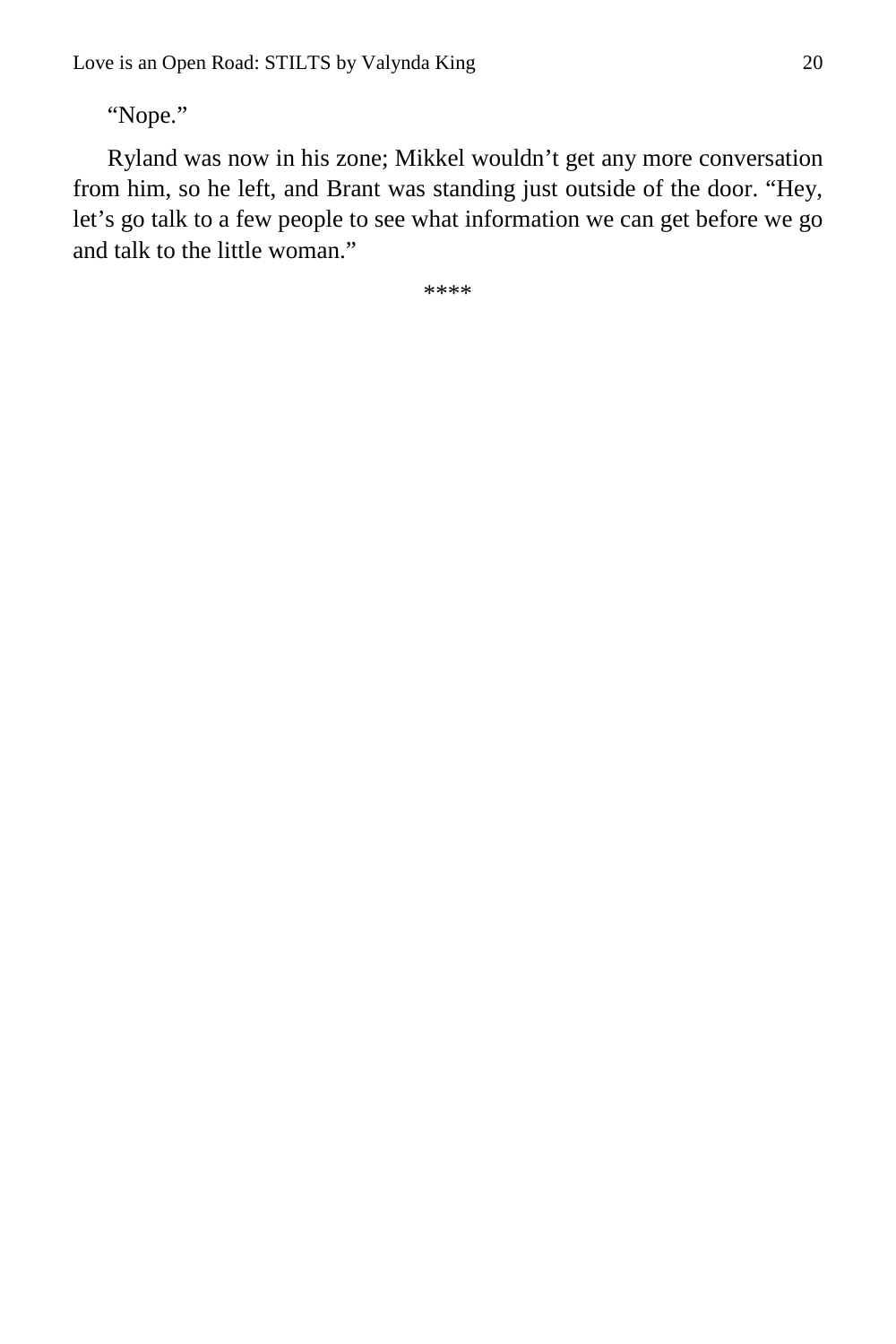“Nope.”

Ryland was now in his zone; Mikkel wouldn’t get any more conversation from him, so he left, and Brant was standing just outside of the door. “Hey, let’s go talk to a few people to see what information we can get before we go and talk to the little woman.”

****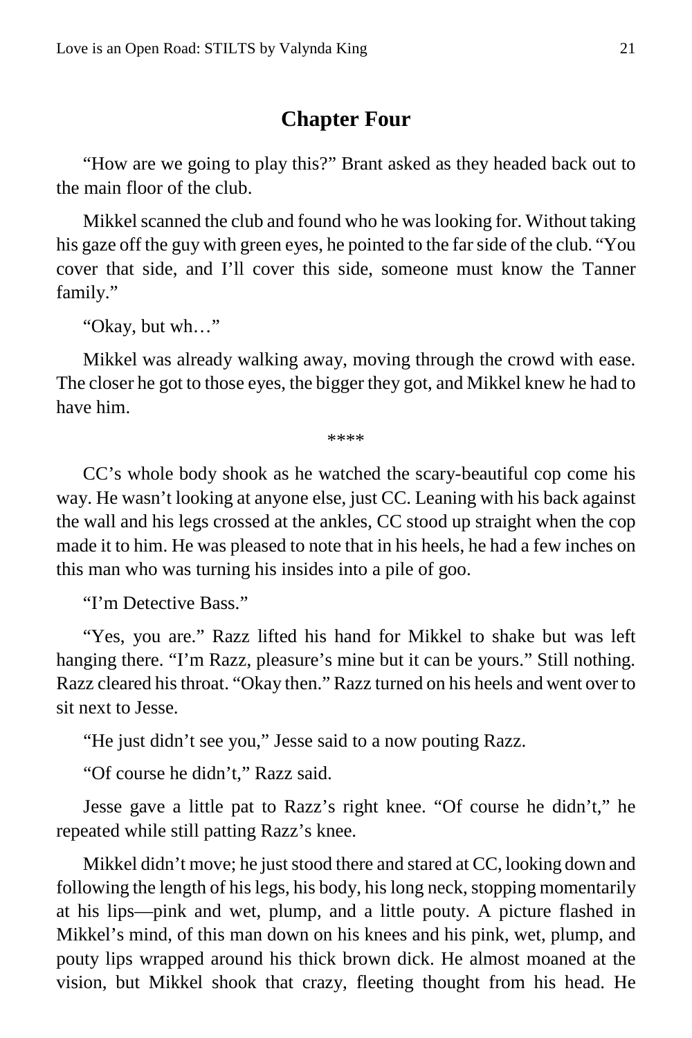## Chapter Four

"How are we going to play this?" Brant asked as they headed back out to the main floor of the club.

Mikkel scanned the club and found who he was looking for. Without taking his gaze off the guy with green eyes, he pointed to the far side of the club. "You cover that side, and I'll cover this side, someone must know the Tanner family."

"Okay, but wh…"

Mikkel was already walking away, moving through the crowd with ease. The closer he got to those eyes, the bigger they got, and Mikkel knew he had to have him.

****

CC's whole body shook as he watched the scary-beautiful cop come his way. He wasn't looking at anyone else, just CC. Leaning with his back against the wall and his legs crossed at the ankles, CC stood up straight when the cop made it to him. He was pleased to note that in his heels, he had a few inches on this man who was turning his insides into a pile of goo.

"I'm Detective Bass."

"Yes, you are." Razz lifted his hand for Mikkel to shake but was left hanging there. "I'm Razz, pleasure's mine but it can be yours." Still nothing. Razz cleared his throat. "Okay then." Razz turned on his heels and went over to sit next to Jesse.

"He just didn't see you," Jesse said to a now pouting Razz.

"Of course he didn't," Razz said.

Jesse gave a little pat to Razz's right knee. "Of course he didn't," he repeated while still patting Razz's knee.

Mikkel didn't move; he just stood there and stared at CC, looking down and following the length of his legs, his body, his long neck, stopping momentarily at his lips—pink and wet, plump, and a little pouty. A picture flashed in Mikkel's mind, of this man down on his knees and his pink, wet, plump, and pouty lips wrapped around his thick brown dick. He almost moaned at the vision, but Mikkel shook that crazy, fleeting thought from his head. He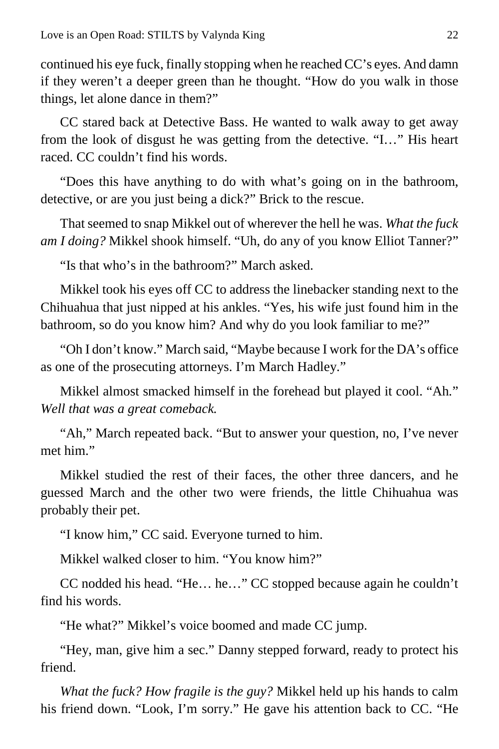continued his eye fuck, finally stopping when he reached CC's eyes. And damn if they weren't a deeper green than he thought. "How do you walk in those things, let alone dance in them?"

CC stared back at Detective Bass. He wanted to walk away to get away from the look of disgust he was getting from the detective. "I…" His heart raced. CC couldn't find his words.

"Does this have anything to do with what's going on in the bathroom, detective, or are you just being a dick?" Brick to the rescue.

That seemed to snap Mikkel out of wherever the hell he was. *What the fuck am I doing?* Mikkel shook himself. "Uh, do any of you know Elliot Tanner?"

"Is that who's in the bathroom?" March asked.

Mikkel took his eyes off CC to address the linebacker standing next to the Chihuahua that just nipped at his ankles. "Yes, his wife just found him in the bathroom, so do you know him? And why do you look familiar to me?"

"Oh I don't know." March said, "Maybe because I work for the DA's office as one of the prosecuting attorneys. I'm March Hadley."

Mikkel almost smacked himself in the forehead but played it cool. "Ah." *Well that was a great comeback.*

"Ah," March repeated back. "But to answer your question, no, I've never met him."

Mikkel studied the rest of their faces, the other three dancers, and he guessed March and the other two were friends, the little Chihuahua was probably their pet.

"I know him," CC said. Everyone turned to him.

Mikkel walked closer to him. "You know him?"

CC nodded his head. "He… he…" CC stopped because again he couldn't find his words.

"He what?" Mikkel's voice boomed and made CC jump.

"Hey, man, give him a sec." Danny stepped forward, ready to protect his friend.

*What the fuck? How fragile is the guy?* Mikkel held up his hands to calm his friend down. "Look, I'm sorry." He gave his attention back to CC. "He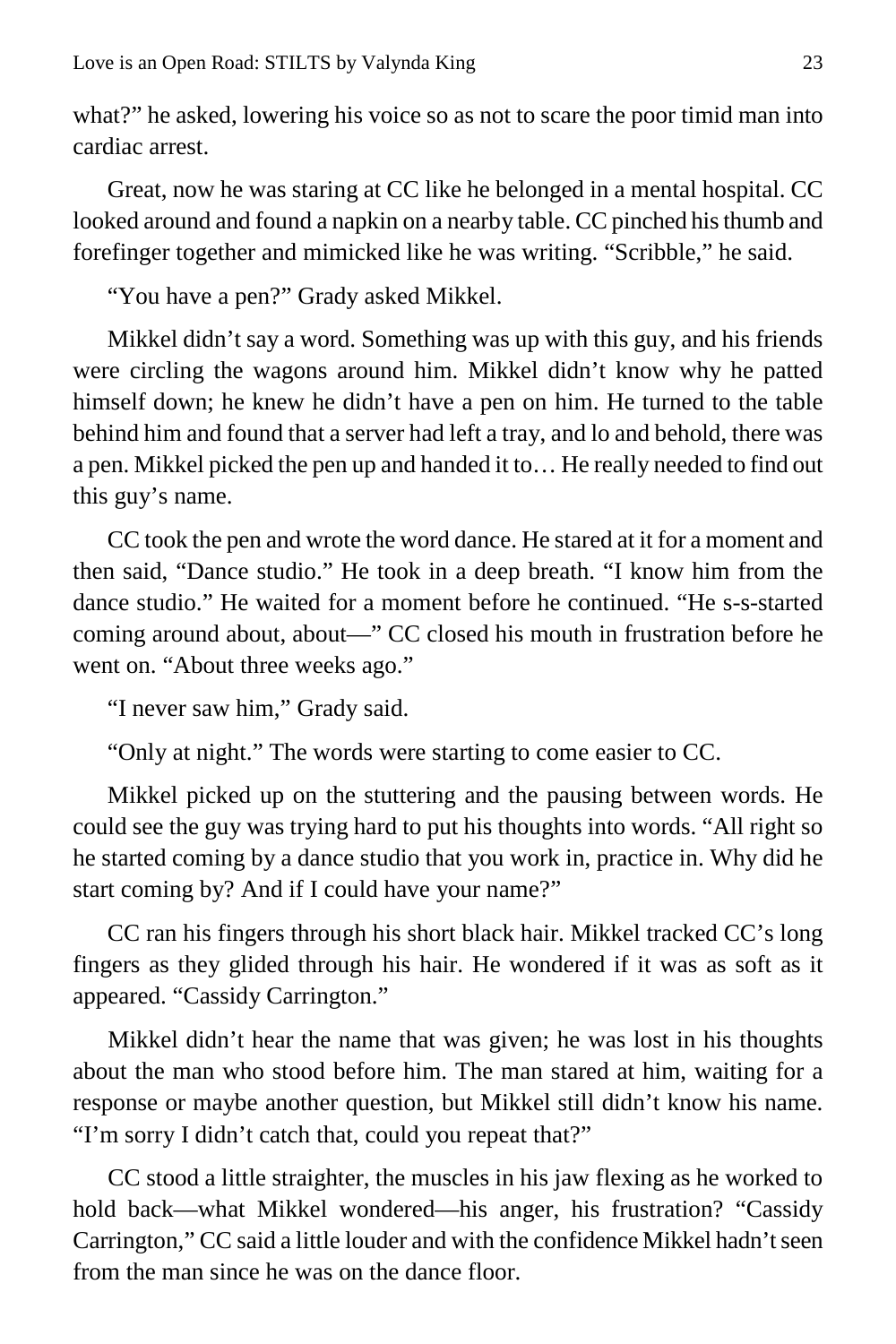what?" he asked, lowering his voice so as not to scare the poor timid man into cardiac arrest.

Great, now he was staring at CC like he belonged in a mental hospital. CC looked around and found a napkin on a nearby table. CC pinched his thumb and forefinger together and mimicked like he was writing. "Scribble," he said.

"You have a pen?" Grady asked Mikkel.

Mikkel didn't say a word. Something was up with this guy, and his friends were circling the wagons around him. Mikkel didn't know why he patted himself down; he knew he didn't have a pen on him. He turned to the table behind him and found that a server had left a tray, and lo and behold, there was a pen. Mikkel picked the pen up and handed it to… He really needed to find out this guy's name.

CC took the pen and wrote the word dance. He stared at it for a moment and then said, "Dance studio." He took in a deep breath. "I know him from the dance studio." He waited for a moment before he continued. "He s-s-started coming around about, about—" CC closed his mouth in frustration before he went on. "About three weeks ago."

"I never saw him," Grady said.

"Only at night." The words were starting to come easier to CC.

Mikkel picked up on the stuttering and the pausing between words. He could see the guy was trying hard to put his thoughts into words. "All right so he started coming by a dance studio that you work in, practice in. Why did he start coming by? And if I could have your name?"

CC ran his fingers through his short black hair. Mikkel tracked CC's long fingers as they glided through his hair. He wondered if it was as soft as it appeared. "Cassidy Carrington."

Mikkel didn't hear the name that was given; he was lost in his thoughts about the man who stood before him. The man stared at him, waiting for a response or maybe another question, but Mikkel still didn't know his name. "I'm sorry I didn't catch that, could you repeat that?"

CC stood a little straighter, the muscles in his jaw flexing as he worked to hold back—what Mikkel wondered—his anger, his frustration? "Cassidy Carrington," CC said a little louder and with the confidence Mikkel hadn't seen from the man since he was on the dance floor.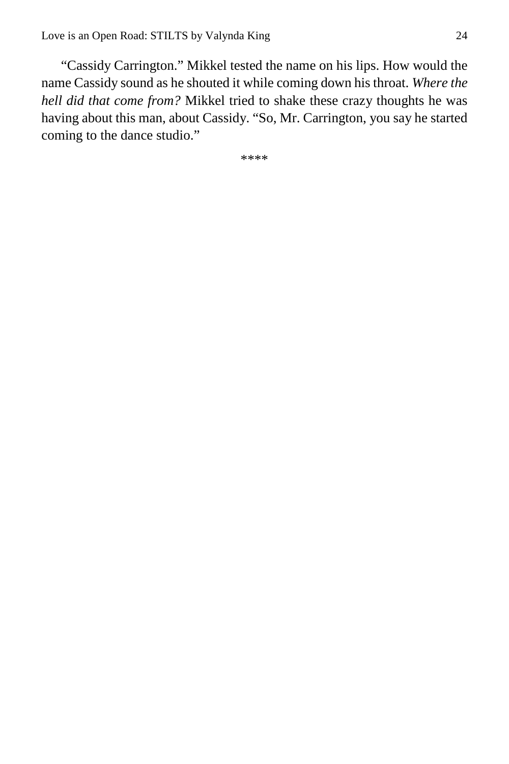“Cassidy Carrington.” Mikkel tested the name on his lips. How would the name Cassidy sound as he shouted it while coming down his throat. *Where the hell did that come from?* Mikkel tried to shake these crazy thoughts he was having about this man, about Cassidy. “So, Mr. Carrington, you say he started coming to the dance studio.”

****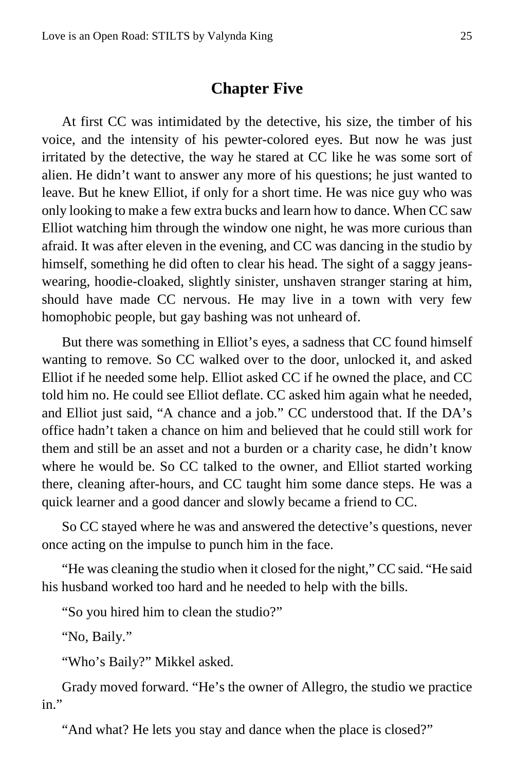## Chapter Five

At first CC was intimidated by the detective, his size, the timber of his voice, and the intensity of his pewter-colored eyes. But now he was just irritated by the detective, the way he stared at CC like he was some sort of alien. He didn't want to answer any more of his questions; he just wanted to leave. But he knew Elliot, if only for a short time. He was nice guy who was only looking to make a few extra bucks and learn how to dance. When CC saw Elliot watching him through the window one night, he was more curious than afraid. It was after eleven in the evening, and CC was dancing in the studio by himself, something he did often to clear his head. The sight of a saggy jeans-wearing, hoodie-cloaked, slightly sinister, unshaven stranger staring at him, should have made CC nervous. He may live in a town with very few homophobic people, but gay bashing was not unheard of.

But there was something in Elliot's eyes, a sadness that CC found himself wanting to remove. So CC walked over to the door, unlocked it, and asked Elliot if he needed some help. Elliot asked CC if he owned the place, and CC told him no. He could see Elliot deflate. CC asked him again what he needed, and Elliot just said, "A chance and a job." CC understood that. If the DA's office hadn't taken a chance on him and believed that he could still work for them and still be an asset and not a burden or a charity case, he didn't know where he would be. So CC talked to the owner, and Elliot started working there, cleaning after-hours, and CC taught him some dance steps. He was a quick learner and a good dancer and slowly became a friend to CC.

So CC stayed where he was and answered the detective's questions, never once acting on the impulse to punch him in the face.

"He was cleaning the studio when it closed for the night," CC said. "He said his husband worked too hard and he needed to help with the bills.

"So you hired him to clean the studio?"

"No, Baily."

"Who's Baily?" Mikkel asked.

Grady moved forward. "He's the owner of Allegro, the studio we practice in."

"And what? He lets you stay and dance when the place is closed?"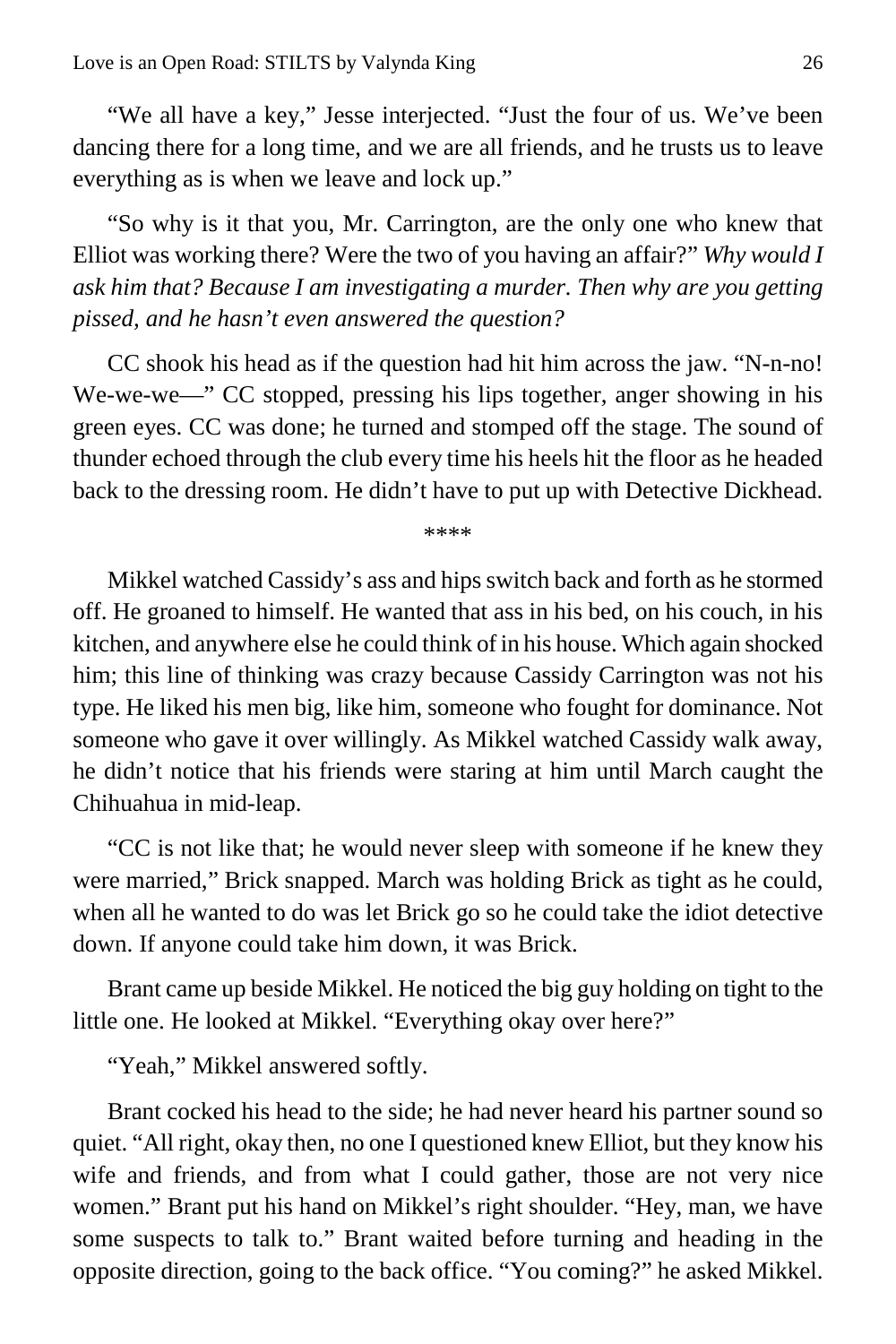"We all have a key," Jesse interjected. "Just the four of us. We've been dancing there for a long time, and we are all friends, and he trusts us to leave everything as is when we leave and lock up."

"So why is it that you, Mr. Carrington, are the only one who knew that Elliot was working there? Were the two of you having an affair?" *Why would I ask him that? Because I am investigating a murder. Then why are you getting pissed, and he hasn't even answered the question?*

CC shook his head as if the question had hit him across the jaw. "N-n-no! We-we-we—" CC stopped, pressing his lips together, anger showing in his green eyes. CC was done; he turned and stomped off the stage. The sound of thunder echoed through the club every time his heels hit the floor as he headed back to the dressing room. He didn't have to put up with Detective Dickhead.

\*\*\*\*

Mikkel watched Cassidy's ass and hips switch back and forth as he stormed off. He groaned to himself. He wanted that ass in his bed, on his couch, in his kitchen, and anywhere else he could think of in his house. Which again shocked him; this line of thinking was crazy because Cassidy Carrington was not his type. He liked his men big, like him, someone who fought for dominance. Not someone who gave it over willingly. As Mikkel watched Cassidy walk away, he didn't notice that his friends were staring at him until March caught the Chihuahua in mid-leap.

"CC is not like that; he would never sleep with someone if he knew they were married," Brick snapped. March was holding Brick as tight as he could, when all he wanted to do was let Brick go so he could take the idiot detective down. If anyone could take him down, it was Brick.

Brant came up beside Mikkel. He noticed the big guy holding on tight to the little one. He looked at Mikkel. "Everything okay over here?"

"Yeah," Mikkel answered softly.

Brant cocked his head to the side; he had never heard his partner sound so quiet. "All right, okay then, no one I questioned knew Elliot, but they know his wife and friends, and from what I could gather, those are not very nice women." Brant put his hand on Mikkel's right shoulder. "Hey, man, we have some suspects to talk to." Brant waited before turning and heading in the opposite direction, going to the back office. "You coming?" he asked Mikkel.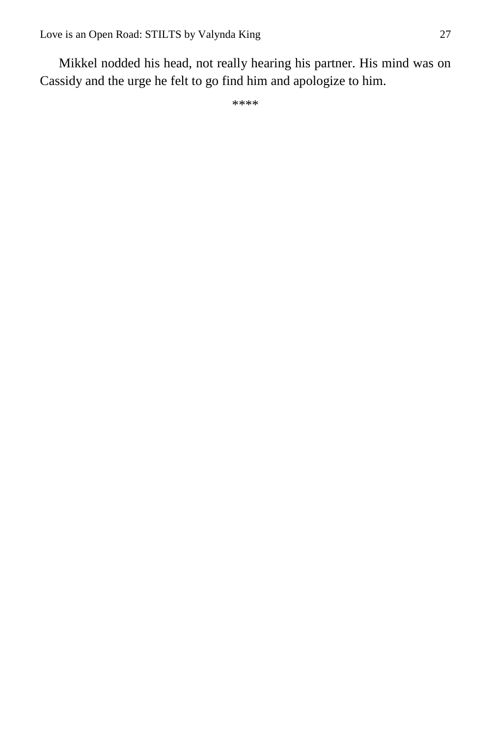Mikkel nodded his head, not really hearing his partner. His mind was on Cassidy and the urge he felt to go find him and apologize to him.

****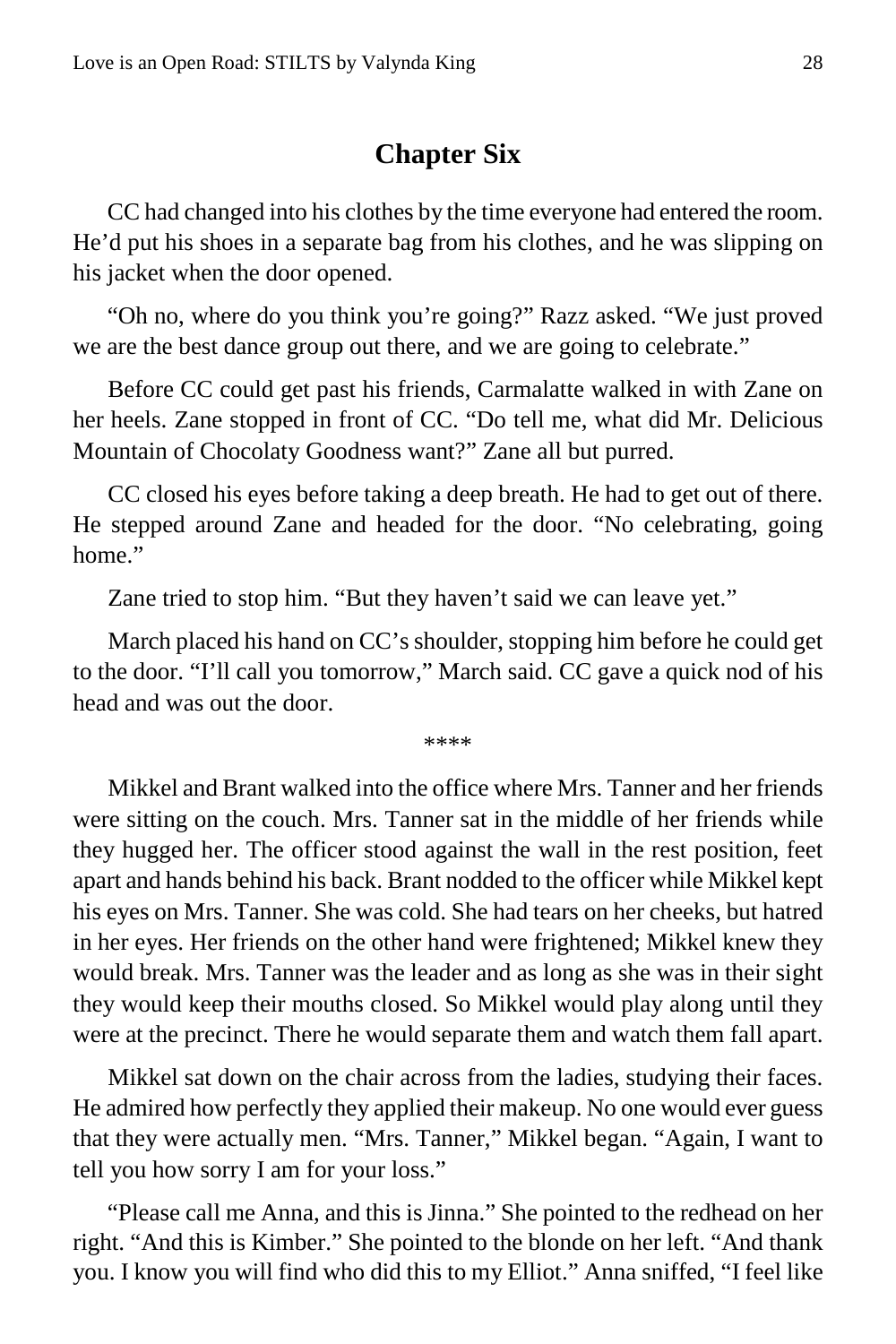## Chapter Six

CC had changed into his clothes by the time everyone had entered the room. He'd put his shoes in a separate bag from his clothes, and he was slipping on his jacket when the door opened.

"Oh no, where do you think you're going?" Razz asked. "We just proved we are the best dance group out there, and we are going to celebrate."

Before CC could get past his friends, Carmalatte walked in with Zane on her heels. Zane stopped in front of CC. "Do tell me, what did Mr. Delicious Mountain of Chocolaty Goodness want?" Zane all but purred.

CC closed his eyes before taking a deep breath. He had to get out of there. He stepped around Zane and headed for the door. "No celebrating, going home."

Zane tried to stop him. "But they haven't said we can leave yet."

March placed his hand on CC's shoulder, stopping him before he could get to the door. "I'll call you tomorrow," March said. CC gave a quick nod of his head and was out the door.

****

Mikkel and Brant walked into the office where Mrs. Tanner and her friends were sitting on the couch. Mrs. Tanner sat in the middle of her friends while they hugged her. The officer stood against the wall in the rest position, feet apart and hands behind his back. Brant nodded to the officer while Mikkel kept his eyes on Mrs. Tanner. She was cold. She had tears on her cheeks, but hatred in her eyes. Her friends on the other hand were frightened; Mikkel knew they would break. Mrs. Tanner was the leader and as long as she was in their sight they would keep their mouths closed. So Mikkel would play along until they were at the precinct. There he would separate them and watch them fall apart.

Mikkel sat down on the chair across from the ladies, studying their faces. He admired how perfectly they applied their makeup. No one would ever guess that they were actually men. "Mrs. Tanner," Mikkel began. "Again, I want to tell you how sorry I am for your loss."

"Please call me Anna, and this is Jinna." She pointed to the redhead on her right. "And this is Kimber." She pointed to the blonde on her left. "And thank you. I know you will find who did this to my Elliot." Anna sniffed, "I feel like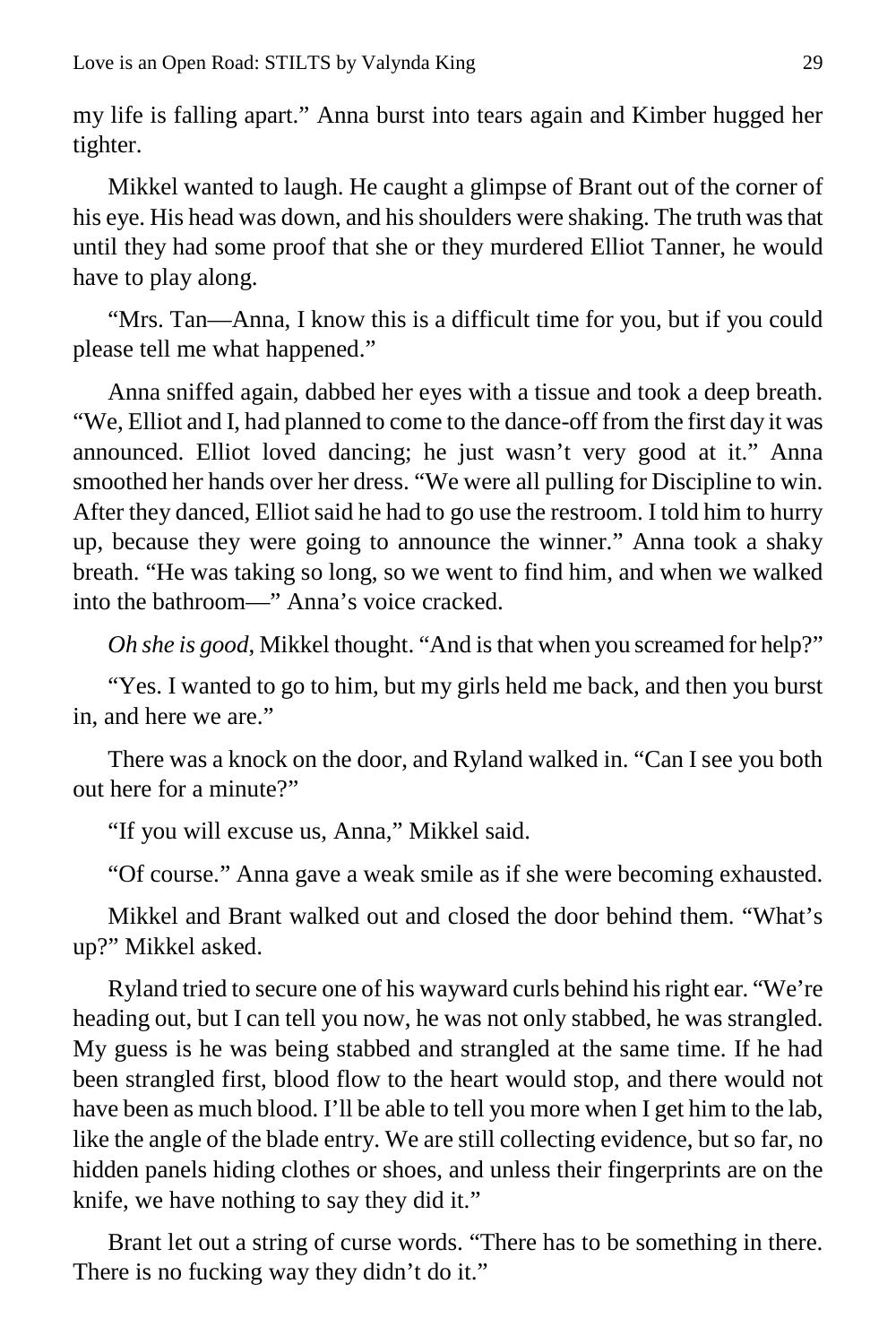my life is falling apart." Anna burst into tears again and Kimber hugged her tighter.

Mikkel wanted to laugh. He caught a glimpse of Brant out of the corner of his eye. His head was down, and his shoulders were shaking. The truth was that until they had some proof that she or they murdered Elliot Tanner, he would have to play along.

"Mrs. Tan—Anna, I know this is a difficult time for you, but if you could please tell me what happened."

Anna sniffed again, dabbed her eyes with a tissue and took a deep breath. "We, Elliot and I, had planned to come to the dance-off from the first day it was announced. Elliot loved dancing; he just wasn't very good at it." Anna smoothed her hands over her dress. "We were all pulling for Discipline to win. After they danced, Elliot said he had to go use the restroom. I told him to hurry up, because they were going to announce the winner." Anna took a shaky breath. "He was taking so long, so we went to find him, and when we walked into the bathroom—" Anna's voice cracked.

*Oh she is good*, Mikkel thought. "And is that when you screamed for help?"

"Yes. I wanted to go to him, but my girls held me back, and then you burst in, and here we are."

There was a knock on the door, and Ryland walked in. "Can I see you both out here for a minute?"

"If you will excuse us, Anna," Mikkel said.

"Of course." Anna gave a weak smile as if she were becoming exhausted.

Mikkel and Brant walked out and closed the door behind them. "What's up?" Mikkel asked.

Ryland tried to secure one of his wayward curls behind his right ear. "We're heading out, but I can tell you now, he was not only stabbed, he was strangled. My guess is he was being stabbed and strangled at the same time. If he had been strangled first, blood flow to the heart would stop, and there would not have been as much blood. I'll be able to tell you more when I get him to the lab, like the angle of the blade entry. We are still collecting evidence, but so far, no hidden panels hiding clothes or shoes, and unless their fingerprints are on the knife, we have nothing to say they did it."

Brant let out a string of curse words. "There has to be something in there. There is no fucking way they didn't do it."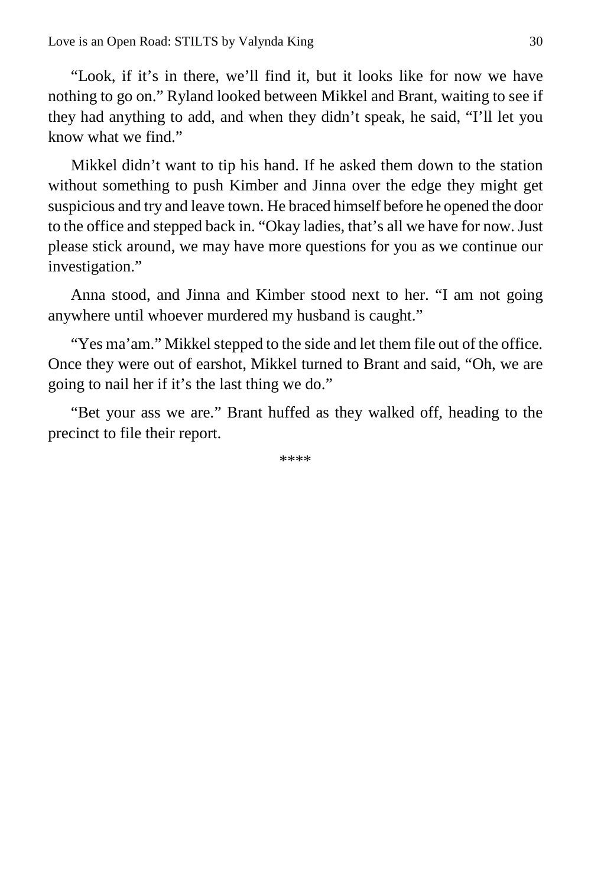"Look, if it's in there, we'll find it, but it looks like for now we have nothing to go on." Ryland looked between Mikkel and Brant, waiting to see if they had anything to add, and when they didn't speak, he said, "I'll let you know what we find."

Mikkel didn't want to tip his hand. If he asked them down to the station without something to push Kimber and Jinna over the edge they might get suspicious and try and leave town. He braced himself before he opened the door to the office and stepped back in. "Okay ladies, that's all we have for now. Just please stick around, we may have more questions for you as we continue our investigation."

Anna stood, and Jinna and Kimber stood next to her. "I am not going anywhere until whoever murdered my husband is caught."

"Yes ma'am." Mikkel stepped to the side and let them file out of the office. Once they were out of earshot, Mikkel turned to Brant and said, "Oh, we are going to nail her if it's the last thing we do."

"Bet your ass we are." Brant huffed as they walked off, heading to the precinct to file their report.

****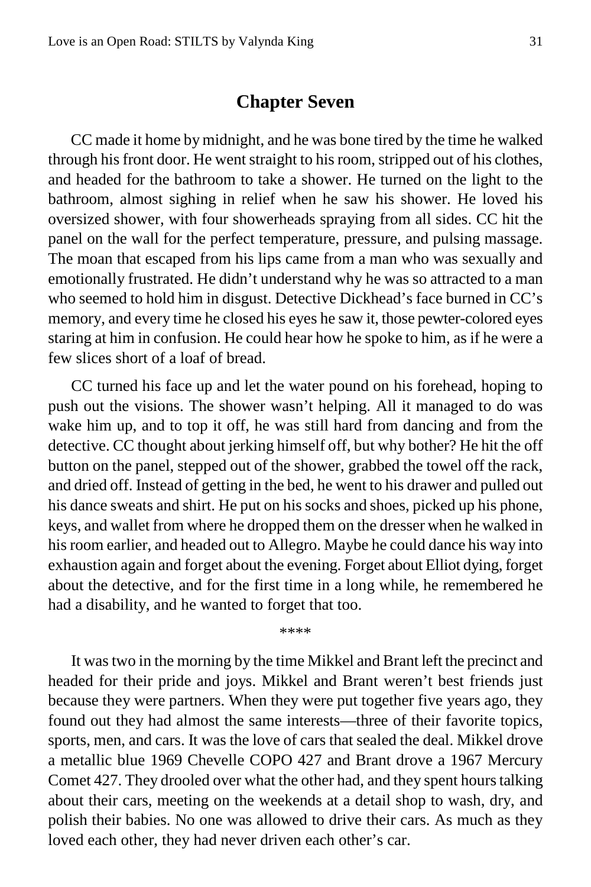## Chapter Seven

CC made it home by midnight, and he was bone tired by the time he walked through his front door. He went straight to his room, stripped out of his clothes, and headed for the bathroom to take a shower. He turned on the light to the bathroom, almost sighing in relief when he saw his shower. He loved his oversized shower, with four showerheads spraying from all sides. CC hit the panel on the wall for the perfect temperature, pressure, and pulsing massage. The moan that escaped from his lips came from a man who was sexually and emotionally frustrated. He didn't understand why he was so attracted to a man who seemed to hold him in disgust. Detective Dickhead's face burned in CC's memory, and every time he closed his eyes he saw it, those pewter-colored eyes staring at him in confusion. He could hear how he spoke to him, as if he were a few slices short of a loaf of bread.

CC turned his face up and let the water pound on his forehead, hoping to push out the visions. The shower wasn't helping. All it managed to do was wake him up, and to top it off, he was still hard from dancing and from the detective. CC thought about jerking himself off, but why bother? He hit the off button on the panel, stepped out of the shower, grabbed the towel off the rack, and dried off. Instead of getting in the bed, he went to his drawer and pulled out his dance sweats and shirt. He put on his socks and shoes, picked up his phone, keys, and wallet from where he dropped them on the dresser when he walked in his room earlier, and headed out to Allegro. Maybe he could dance his way into exhaustion again and forget about the evening. Forget about Elliot dying, forget about the detective, and for the first time in a long while, he remembered he had a disability, and he wanted to forget that too.

****

It was two in the morning by the time Mikkel and Brant left the precinct and headed for their pride and joys. Mikkel and Brant weren't best friends just because they were partners. When they were put together five years ago, they found out they had almost the same interests—three of their favorite topics, sports, men, and cars. It was the love of cars that sealed the deal. Mikkel drove a metallic blue 1969 Chevelle COPO 427 and Brant drove a 1967 Mercury Comet 427. They drooled over what the other had, and they spent hours talking about their cars, meeting on the weekends at a detail shop to wash, dry, and polish their babies. No one was allowed to drive their cars. As much as they loved each other, they had never driven each other's car.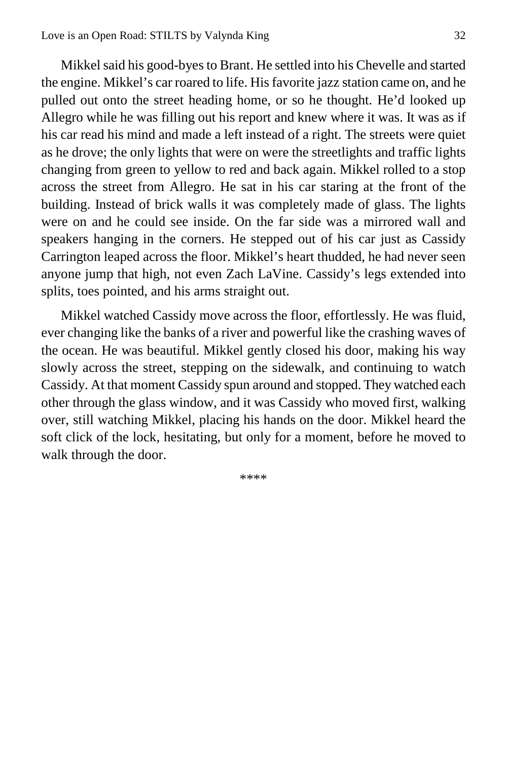Mikkel said his good-byes to Brant. He settled into his Chevelle and started the engine. Mikkel's car roared to life. His favorite jazz station came on, and he pulled out onto the street heading home, or so he thought. He'd looked up Allegro while he was filling out his report and knew where it was. It was as if his car read his mind and made a left instead of a right. The streets were quiet as he drove; the only lights that were on were the streetlights and traffic lights changing from green to yellow to red and back again. Mikkel rolled to a stop across the street from Allegro. He sat in his car staring at the front of the building. Instead of brick walls it was completely made of glass. The lights were on and he could see inside. On the far side was a mirrored wall and speakers hanging in the corners. He stepped out of his car just as Cassidy Carrington leaped across the floor. Mikkel's heart thudded, he had never seen anyone jump that high, not even Zach LaVine. Cassidy's legs extended into splits, toes pointed, and his arms straight out.

Mikkel watched Cassidy move across the floor, effortlessly. He was fluid, ever changing like the banks of a river and powerful like the crashing waves of the ocean. He was beautiful. Mikkel gently closed his door, making his way slowly across the street, stepping on the sidewalk, and continuing to watch Cassidy. At that moment Cassidy spun around and stopped. They watched each other through the glass window, and it was Cassidy who moved first, walking over, still watching Mikkel, placing his hands on the door. Mikkel heard the soft click of the lock, hesitating, but only for a moment, before he moved to walk through the door.

****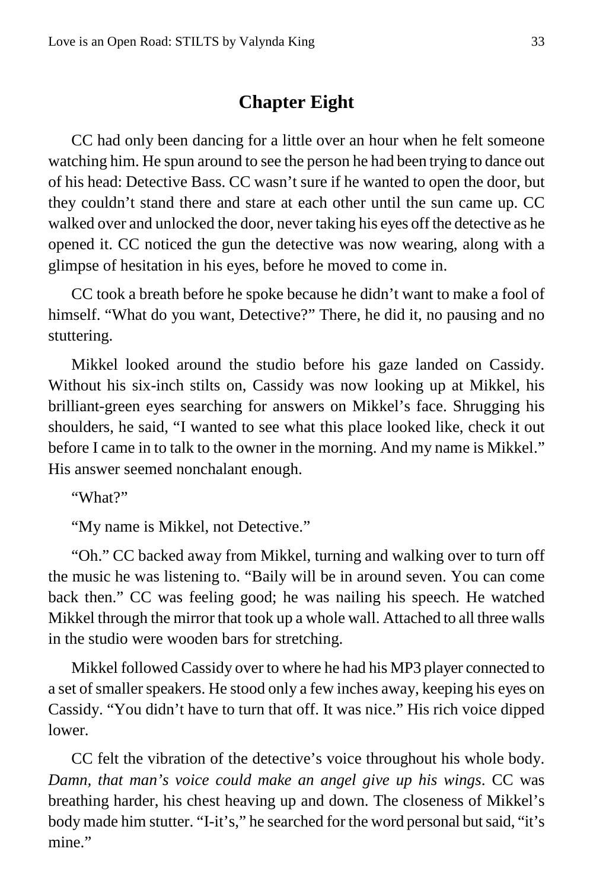## Chapter Eight

CC had only been dancing for a little over an hour when he felt someone watching him. He spun around to see the person he had been trying to dance out of his head: Detective Bass. CC wasn't sure if he wanted to open the door, but they couldn't stand there and stare at each other until the sun came up. CC walked over and unlocked the door, never taking his eyes off the detective as he opened it. CC noticed the gun the detective was now wearing, along with a glimpse of hesitation in his eyes, before he moved to come in.

CC took a breath before he spoke because he didn't want to make a fool of himself. "What do you want, Detective?" There, he did it, no pausing and no stuttering.

Mikkel looked around the studio before his gaze landed on Cassidy. Without his six-inch stilts on, Cassidy was now looking up at Mikkel, his brilliant-green eyes searching for answers on Mikkel's face. Shrugging his shoulders, he said, "I wanted to see what this place looked like, check it out before I came in to talk to the owner in the morning. And my name is Mikkel." His answer seemed nonchalant enough.

"What?"

"My name is Mikkel, not Detective."

"Oh." CC backed away from Mikkel, turning and walking over to turn off the music he was listening to. "Baily will be in around seven. You can come back then." CC was feeling good; he was nailing his speech. He watched Mikkel through the mirror that took up a whole wall. Attached to all three walls in the studio were wooden bars for stretching.

Mikkel followed Cassidy over to where he had his MP3 player connected to a set of smaller speakers. He stood only a few inches away, keeping his eyes on Cassidy. "You didn't have to turn that off. It was nice." His rich voice dipped lower.

CC felt the vibration of the detective's voice throughout his whole body. *Damn, that man's voice could make an angel give up his wings*. CC was breathing harder, his chest heaving up and down. The closeness of Mikkel's body made him stutter. "I-it's," he searched for the word personal but said, "it's mine."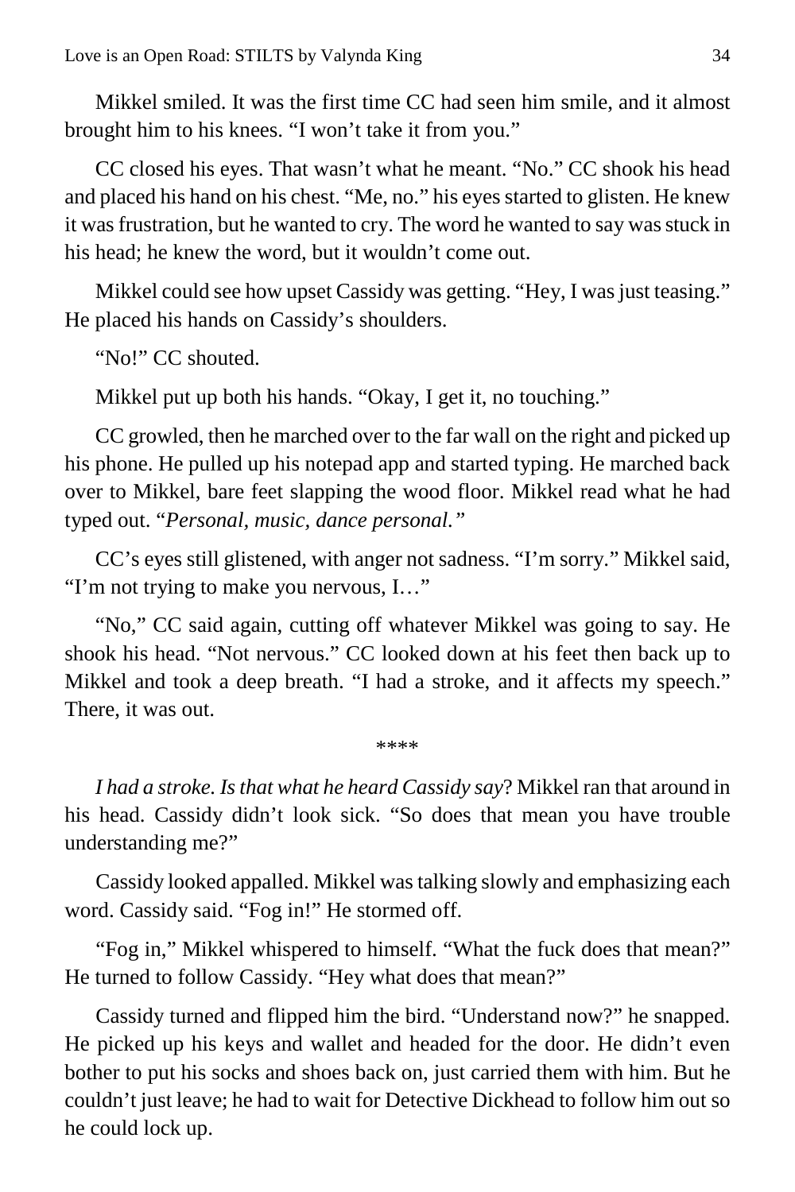Mikkel smiled. It was the first time CC had seen him smile, and it almost brought him to his knees. "I won't take it from you."

CC closed his eyes. That wasn't what he meant. "No." CC shook his head and placed his hand on his chest. "Me, no." his eyes started to glisten. He knew it was frustration, but he wanted to cry. The word he wanted to say was stuck in his head; he knew the word, but it wouldn't come out.

Mikkel could see how upset Cassidy was getting. "Hey, I was just teasing." He placed his hands on Cassidy's shoulders.

"No!" CC shouted.

Mikkel put up both his hands. "Okay, I get it, no touching."

CC growled, then he marched over to the far wall on the right and picked up his phone. He pulled up his notepad app and started typing. He marched back over to Mikkel, bare feet slapping the wood floor. Mikkel read what he had typed out. "*Personal, music, dance personal.*"

CC's eyes still glistened, with anger not sadness. "I'm sorry." Mikkel said, "I'm not trying to make you nervous, I…"

"No," CC said again, cutting off whatever Mikkel was going to say. He shook his head. "Not nervous." CC looked down at his feet then back up to Mikkel and took a deep breath. "I had a stroke, and it affects my speech." There, it was out.

\*\*\*\*

*I had a stroke. Is that what he heard Cassidy say*? Mikkel ran that around in his head. Cassidy didn't look sick. "So does that mean you have trouble understanding me?"

Cassidy looked appalled. Mikkel was talking slowly and emphasizing each word. Cassidy said. "Fog in!" He stormed off.

"Fog in," Mikkel whispered to himself. "What the fuck does that mean?" He turned to follow Cassidy. "Hey what does that mean?"

Cassidy turned and flipped him the bird. "Understand now?" he snapped. He picked up his keys and wallet and headed for the door. He didn't even bother to put his socks and shoes back on, just carried them with him. But he couldn't just leave; he had to wait for Detective Dickhead to follow him out so he could lock up.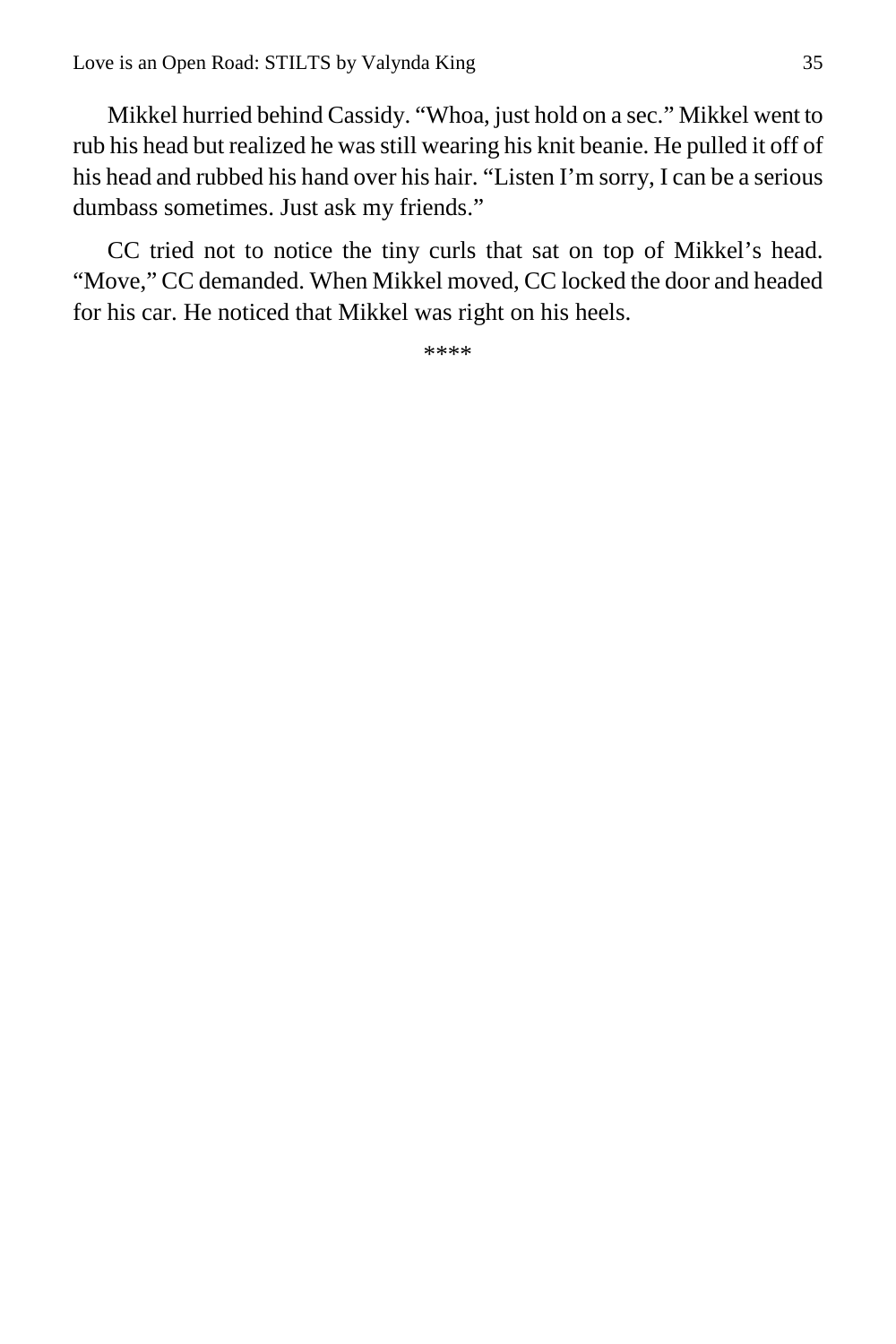Mikkel hurried behind Cassidy. “Whoa, just hold on a sec.” Mikkel went to rub his head but realized he was still wearing his knit beanie. He pulled it off of his head and rubbed his hand over his hair. “Listen I’m sorry, I can be a serious dumbass sometimes. Just ask my friends.”

CC tried not to notice the tiny curls that sat on top of Mikkel’s head. “Move,” CC demanded. When Mikkel moved, CC locked the door and headed for his car. He noticed that Mikkel was right on his heels.

****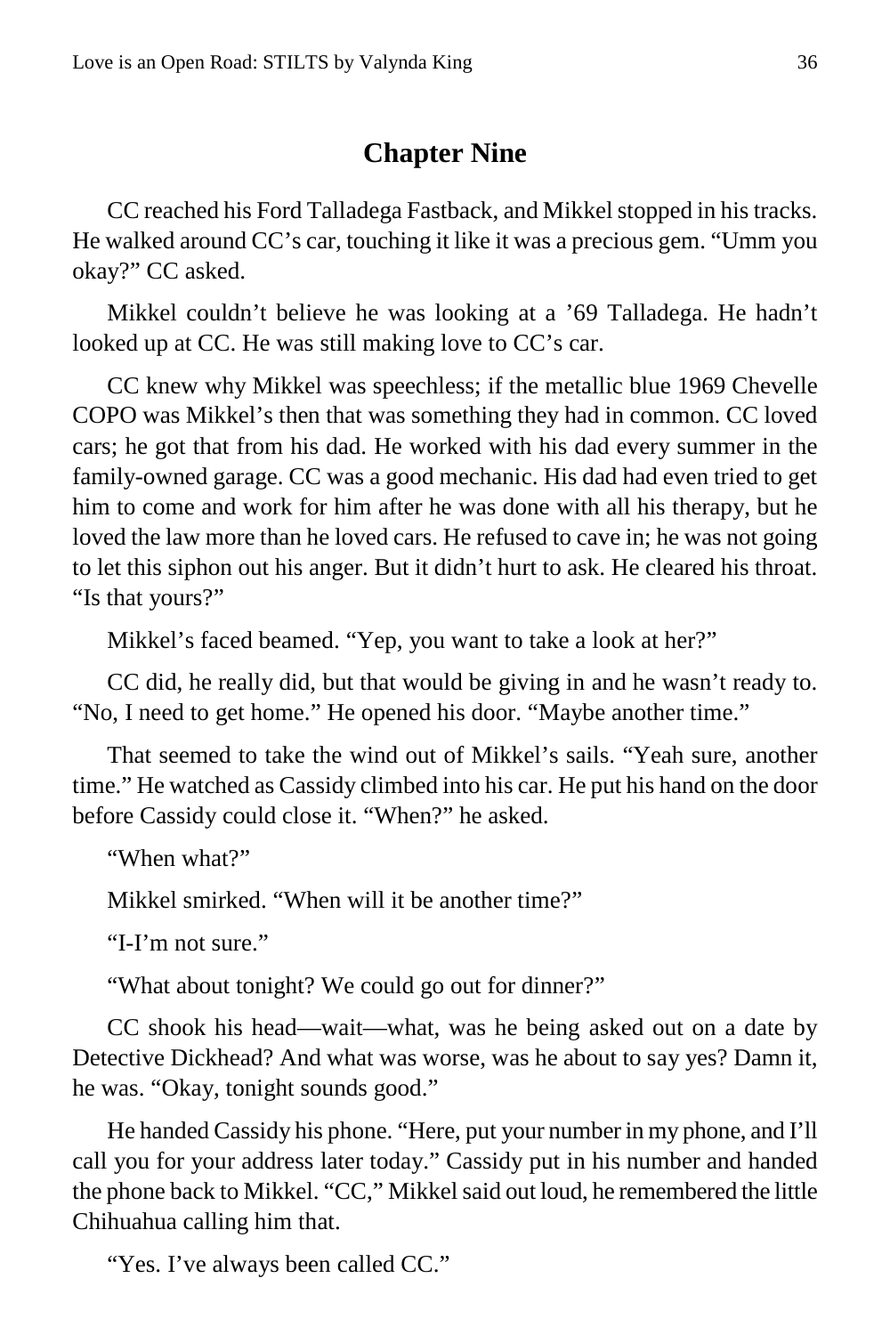## Chapter Nine

CC reached his Ford Talladega Fastback, and Mikkel stopped in his tracks. He walked around CC's car, touching it like it was a precious gem. "Umm you okay?" CC asked.

Mikkel couldn't believe he was looking at a '69 Talladega. He hadn't looked up at CC. He was still making love to CC's car.

CC knew why Mikkel was speechless; if the metallic blue 1969 Chevelle COPO was Mikkel's then that was something they had in common. CC loved cars; he got that from his dad. He worked with his dad every summer in the family-owned garage. CC was a good mechanic. His dad had even tried to get him to come and work for him after he was done with all his therapy, but he loved the law more than he loved cars. He refused to cave in; he was not going to let this siphon out his anger. But it didn't hurt to ask. He cleared his throat. "Is that yours?"

Mikkel's faced beamed. "Yep, you want to take a look at her?"

CC did, he really did, but that would be giving in and he wasn't ready to. "No, I need to get home." He opened his door. "Maybe another time."

That seemed to take the wind out of Mikkel's sails. "Yeah sure, another time." He watched as Cassidy climbed into his car. He put his hand on the door before Cassidy could close it. "When?" he asked.

"When what?"

Mikkel smirked. "When will it be another time?"

"I-I'm not sure."

"What about tonight? We could go out for dinner?"

CC shook his head—wait—what, was he being asked out on a date by Detective Dickhead? And what was worse, was he about to say yes? Damn it, he was. "Okay, tonight sounds good."

He handed Cassidy his phone. "Here, put your number in my phone, and I'll call you for your address later today." Cassidy put in his number and handed the phone back to Mikkel. "CC," Mikkel said out loud, he remembered the little Chihuahua calling him that.

"Yes. I've always been called CC."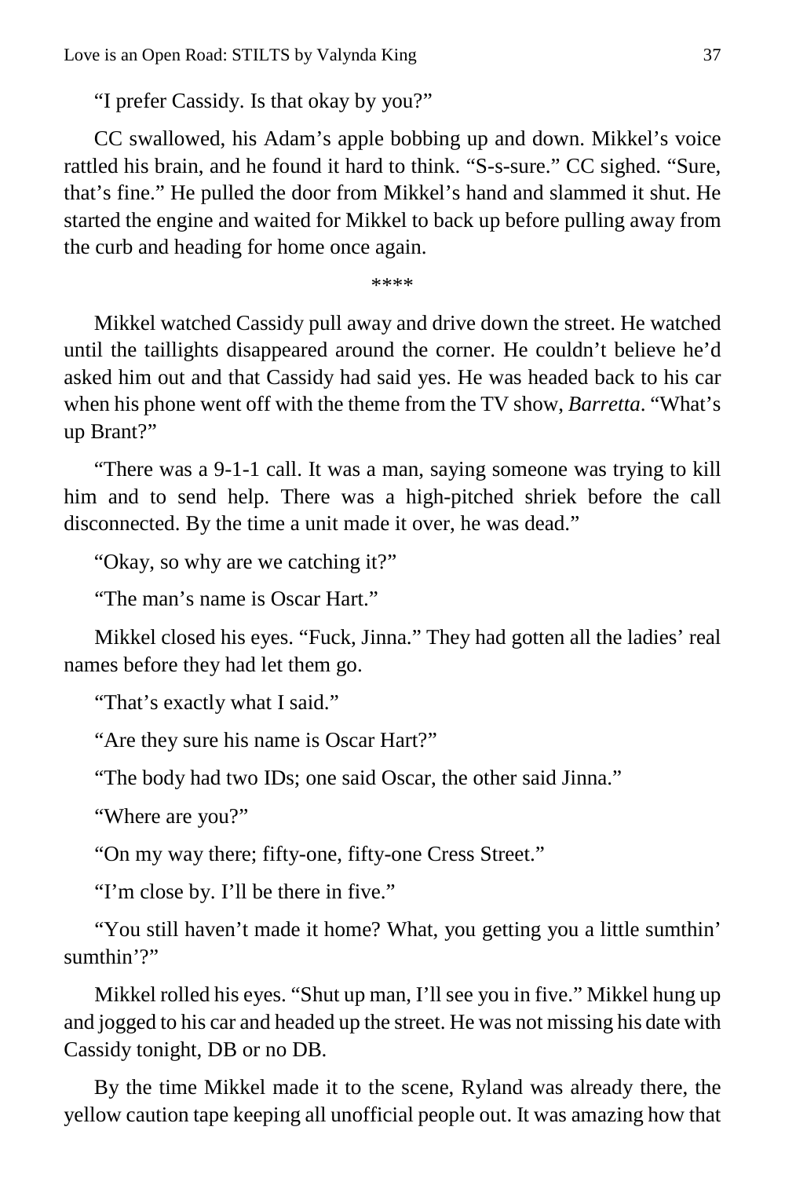"I prefer Cassidy. Is that okay by you?"

CC swallowed, his Adam's apple bobbing up and down. Mikkel's voice rattled his brain, and he found it hard to think. "S-s-sure." CC sighed. "Sure, that's fine." He pulled the door from Mikkel's hand and slammed it shut. He started the engine and waited for Mikkel to back up before pulling away from the curb and heading for home once again.

\*\*\*\*

Mikkel watched Cassidy pull away and drive down the street. He watched until the taillights disappeared around the corner. He couldn't believe he'd asked him out and that Cassidy had said yes. He was headed back to his car when his phone went off with the theme from the TV show, *Barretta*. "What's up Brant?"

"There was a 9-1-1 call. It was a man, saying someone was trying to kill him and to send help. There was a high-pitched shriek before the call disconnected. By the time a unit made it over, he was dead."

"Okay, so why are we catching it?"

"The man's name is Oscar Hart."

Mikkel closed his eyes. "Fuck, Jinna." They had gotten all the ladies' real names before they had let them go.

"That's exactly what I said."

"Are they sure his name is Oscar Hart?"

"The body had two IDs; one said Oscar, the other said Jinna."

"Where are you?"

"On my way there; fifty-one, fifty-one Cress Street."

"I'm close by. I'll be there in five."

"You still haven't made it home? What, you getting you a little sumthin' sumthin'?"

Mikkel rolled his eyes. "Shut up man, I'll see you in five." Mikkel hung up and jogged to his car and headed up the street. He was not missing his date with Cassidy tonight, DB or no DB.

By the time Mikkel made it to the scene, Ryland was already there, the yellow caution tape keeping all unofficial people out. It was amazing how that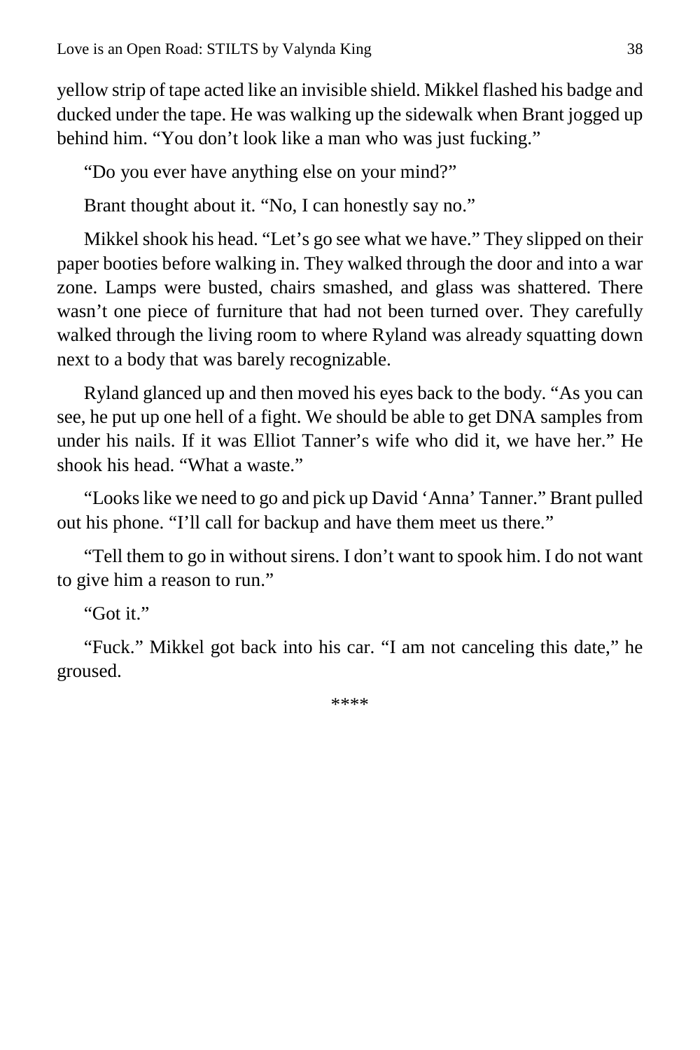yellow strip of tape acted like an invisible shield. Mikkel flashed his badge and ducked under the tape. He was walking up the sidewalk when Brant jogged up behind him. “You don’t look like a man who was just fucking.”

“Do you ever have anything else on your mind?”

Brant thought about it. “No, I can honestly say no.”

Mikkel shook his head. “Let’s go see what we have.” They slipped on their paper booties before walking in. They walked through the door and into a war zone. Lamps were busted, chairs smashed, and glass was shattered. There wasn’t one piece of furniture that had not been turned over. They carefully walked through the living room to where Ryland was already squatting down next to a body that was barely recognizable.

Ryland glanced up and then moved his eyes back to the body. “As you can see, he put up one hell of a fight. We should be able to get DNA samples from under his nails. If it was Elliot Tanner’s wife who did it, we have her.” He shook his head. “What a waste.”

“Looks like we need to go and pick up David ‘Anna’ Tanner.” Brant pulled out his phone. “I’ll call for backup and have them meet us there.”

“Tell them to go in without sirens. I don’t want to spook him. I do not want to give him a reason to run.”

“Got it.”

“Fuck.” Mikkel got back into his car. “I am not canceling this date,” he groused.

****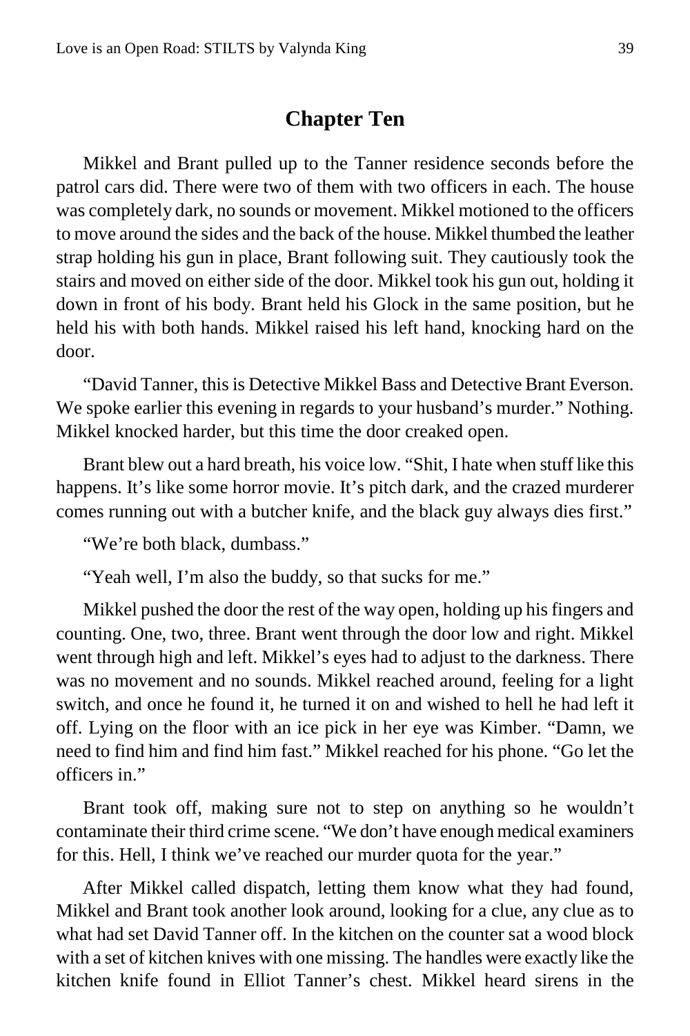## Chapter Ten

Mikkel and Brant pulled up to the Tanner residence seconds before the patrol cars did. There were two of them with two officers in each. The house was completely dark, no sounds or movement. Mikkel motioned to the officers to move around the sides and the back of the house. Mikkel thumbed the leather strap holding his gun in place, Brant following suit. They cautiously took the stairs and moved on either side of the door. Mikkel took his gun out, holding it down in front of his body. Brant held his Glock in the same position, but he held his with both hands. Mikkel raised his left hand, knocking hard on the door.

"David Tanner, this is Detective Mikkel Bass and Detective Brant Everson. We spoke earlier this evening in regards to your husband's murder." Nothing. Mikkel knocked harder, but this time the door creaked open.

Brant blew out a hard breath, his voice low. "Shit, I hate when stuff like this happens. It's like some horror movie. It's pitch dark, and the crazed murderer comes running out with a butcher knife, and the black guy always dies first."

"We're both black, dumbass."

"Yeah well, I'm also the buddy, so that sucks for me."

Mikkel pushed the door the rest of the way open, holding up his fingers and counting. One, two, three. Brant went through the door low and right. Mikkel went through high and left. Mikkel's eyes had to adjust to the darkness. There was no movement and no sounds. Mikkel reached around, feeling for a light switch, and once he found it, he turned it on and wished to hell he had left it off. Lying on the floor with an ice pick in her eye was Kimber. "Damn, we need to find him and find him fast." Mikkel reached for his phone. "Go let the officers in."

Brant took off, making sure not to step on anything so he wouldn't contaminate their third crime scene. "We don't have enough medical examiners for this. Hell, I think we've reached our murder quota for the year."

After Mikkel called dispatch, letting them know what they had found, Mikkel and Brant took another look around, looking for a clue, any clue as to what had set David Tanner off. In the kitchen on the counter sat a wood block with a set of kitchen knives with one missing. The handles were exactly like the kitchen knife found in Elliot Tanner's chest. Mikkel heard sirens in the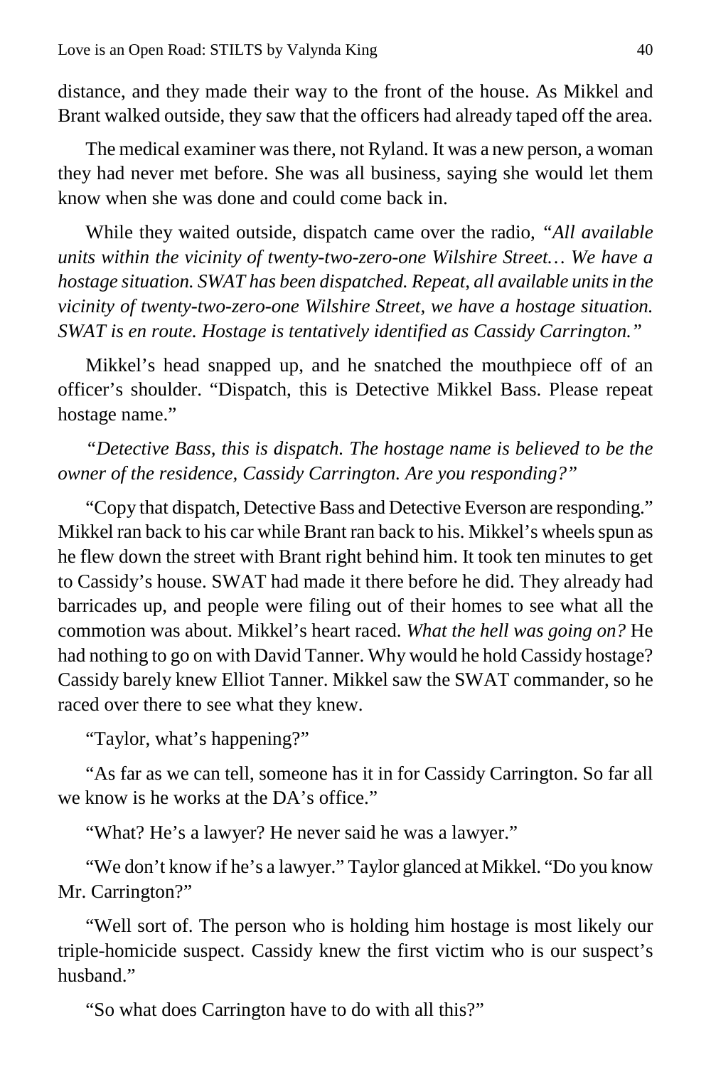distance, and they made their way to the front of the house. As Mikkel and Brant walked outside, they saw that the officers had already taped off the area.

The medical examiner was there, not Ryland. It was a new person, a woman they had never met before. She was all business, saying she would let them know when she was done and could come back in.

While they waited outside, dispatch came over the radio, *"All available units within the vicinity of twenty-two-zero-one Wilshire Street… We have a hostage situation. SWAT has been dispatched. Repeat, all available units in the vicinity of twenty-two-zero-one Wilshire Street, we have a hostage situation. SWAT is en route. Hostage is tentatively identified as Cassidy Carrington."*

Mikkel's head snapped up, and he snatched the mouthpiece off of an officer's shoulder. "Dispatch, this is Detective Mikkel Bass. Please repeat hostage name."

*"Detective Bass, this is dispatch. The hostage name is believed to be the owner of the residence, Cassidy Carrington. Are you responding?"*

"Copy that dispatch, Detective Bass and Detective Everson are responding." Mikkel ran back to his car while Brant ran back to his. Mikkel's wheels spun as he flew down the street with Brant right behind him. It took ten minutes to get to Cassidy's house. SWAT had made it there before he did. They already had barricades up, and people were filing out of their homes to see what all the commotion was about. Mikkel's heart raced. *What the hell was going on?* He had nothing to go on with David Tanner. Why would he hold Cassidy hostage? Cassidy barely knew Elliot Tanner. Mikkel saw the SWAT commander, so he raced over there to see what they knew.

"Taylor, what's happening?"

"As far as we can tell, someone has it in for Cassidy Carrington. So far all we know is he works at the DA's office."

"What? He's a lawyer? He never said he was a lawyer."

"We don't know if he's a lawyer." Taylor glanced at Mikkel. "Do you know Mr. Carrington?"

"Well sort of. The person who is holding him hostage is most likely our triple-homicide suspect. Cassidy knew the first victim who is our suspect's husband."

"So what does Carrington have to do with all this?"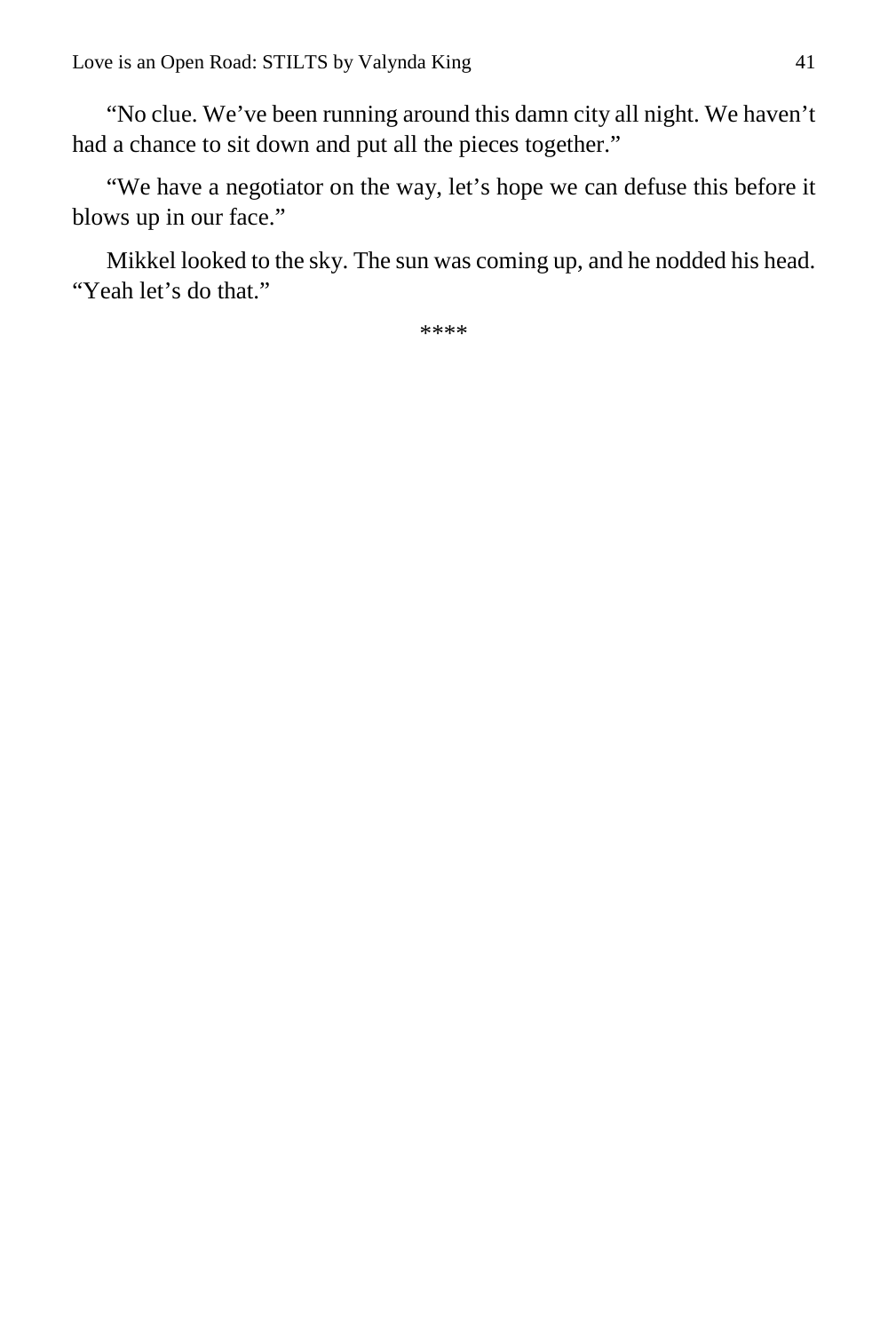"No clue. We've been running around this damn city all night. We haven't had a chance to sit down and put all the pieces together."

"We have a negotiator on the way, let's hope we can defuse this before it blows up in our face."

Mikkel looked to the sky. The sun was coming up, and he nodded his head. "Yeah let's do that."

****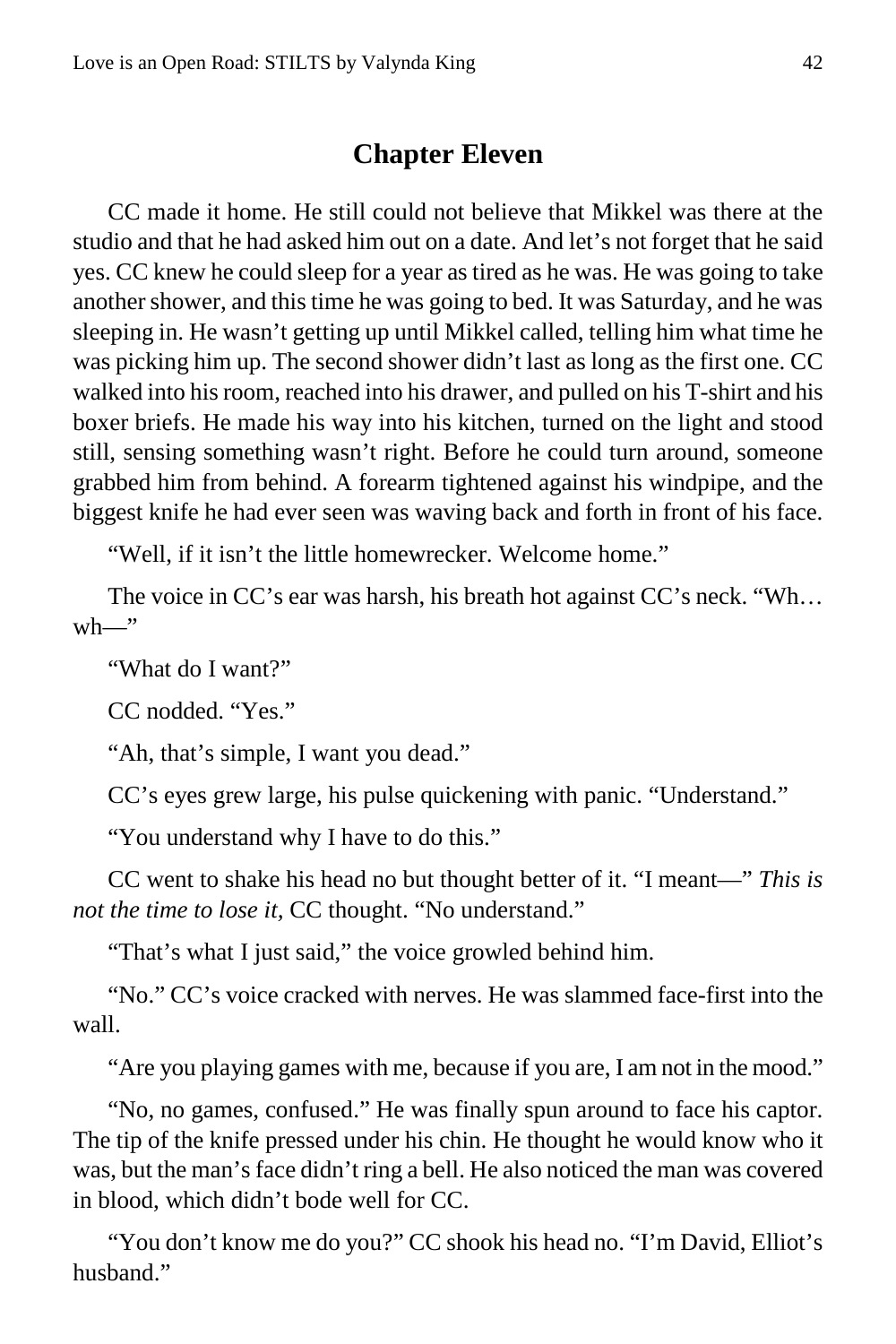## Chapter Eleven

CC made it home. He still could not believe that Mikkel was there at the studio and that he had asked him out on a date. And let's not forget that he said yes. CC knew he could sleep for a year as tired as he was. He was going to take another shower, and this time he was going to bed. It was Saturday, and he was sleeping in. He wasn't getting up until Mikkel called, telling him what time he was picking him up. The second shower didn't last as long as the first one. CC walked into his room, reached into his drawer, and pulled on his T-shirt and his boxer briefs. He made his way into his kitchen, turned on the light and stood still, sensing something wasn't right. Before he could turn around, someone grabbed him from behind. A forearm tightened against his windpipe, and the biggest knife he had ever seen was waving back and forth in front of his face.

"Well, if it isn't the little homewrecker. Welcome home."

The voice in CC's ear was harsh, his breath hot against CC's neck. "Wh… wh—"

"What do I want?"

CC nodded. "Yes."

"Ah, that's simple, I want you dead."

CC's eyes grew large, his pulse quickening with panic. "Understand."

"You understand why I have to do this."

CC went to shake his head no but thought better of it. "I meant—" *This is not the time to lose it,* CC thought. "No understand."

"That's what I just said," the voice growled behind him.

"No." CC's voice cracked with nerves. He was slammed face-first into the wall.

"Are you playing games with me, because if you are, I am not in the mood."

"No, no games, confused." He was finally spun around to face his captor. The tip of the knife pressed under his chin. He thought he would know who it was, but the man's face didn't ring a bell. He also noticed the man was covered in blood, which didn't bode well for CC.

"You don't know me do you?" CC shook his head no. "I'm David, Elliot's husband."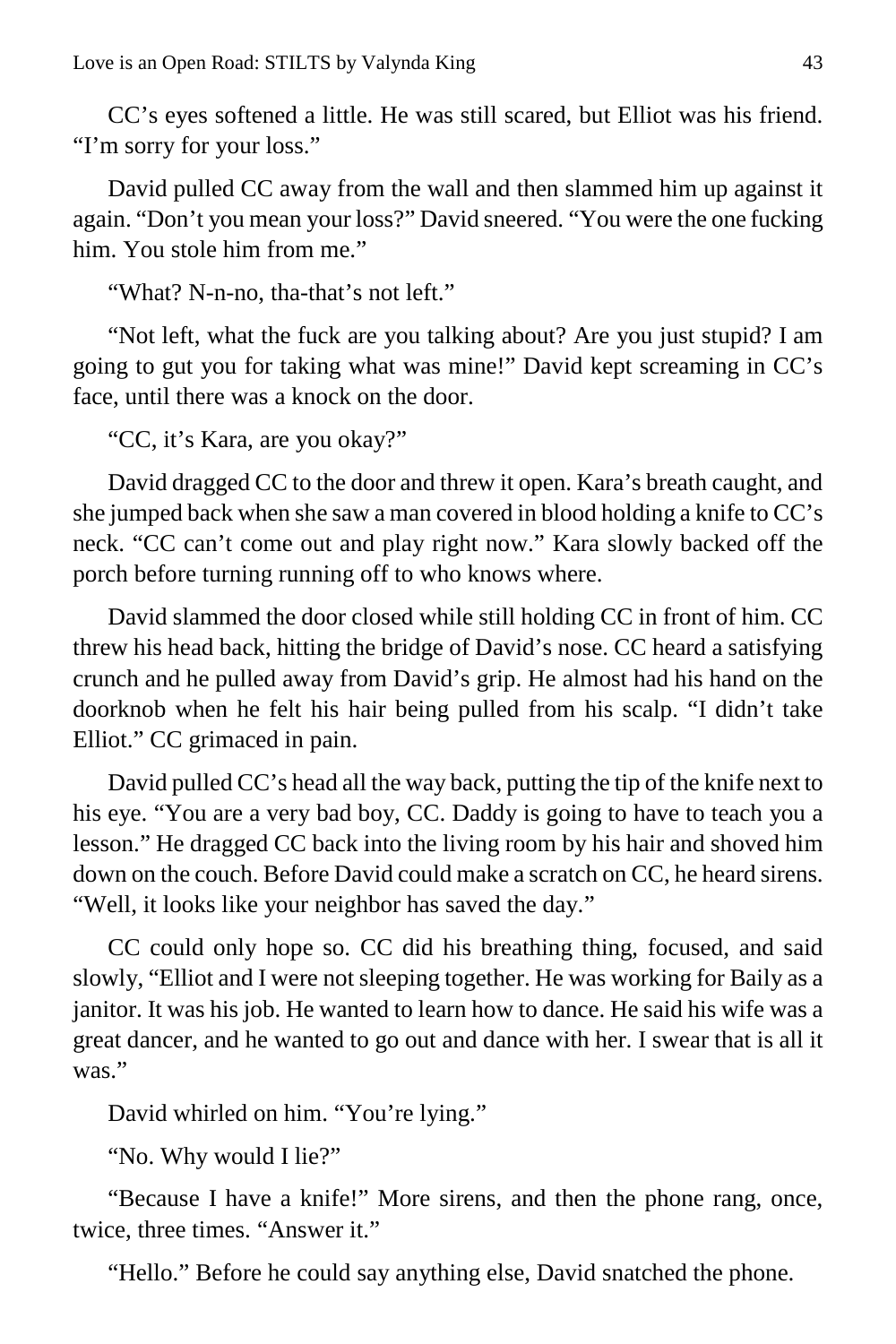CC's eyes softened a little. He was still scared, but Elliot was his friend. "I'm sorry for your loss."

David pulled CC away from the wall and then slammed him up against it again. "Don't you mean your loss?" David sneered. "You were the one fucking him. You stole him from me."

"What? N-n-no, tha-that's not left."

"Not left, what the fuck are you talking about? Are you just stupid? I am going to gut you for taking what was mine!" David kept screaming in CC's face, until there was a knock on the door.

"CC, it's Kara, are you okay?"

David dragged CC to the door and threw it open. Kara's breath caught, and she jumped back when she saw a man covered in blood holding a knife to CC's neck. "CC can't come out and play right now." Kara slowly backed off the porch before turning running off to who knows where.

David slammed the door closed while still holding CC in front of him. CC threw his head back, hitting the bridge of David's nose. CC heard a satisfying crunch and he pulled away from David's grip. He almost had his hand on the doorknob when he felt his hair being pulled from his scalp. "I didn't take Elliot." CC grimaced in pain.

David pulled CC's head all the way back, putting the tip of the knife next to his eye. "You are a very bad boy, CC. Daddy is going to have to teach you a lesson." He dragged CC back into the living room by his hair and shoved him down on the couch. Before David could make a scratch on CC, he heard sirens. "Well, it looks like your neighbor has saved the day."

CC could only hope so. CC did his breathing thing, focused, and said slowly, "Elliot and I were not sleeping together. He was working for Baily as a janitor. It was his job. He wanted to learn how to dance. He said his wife was a great dancer, and he wanted to go out and dance with her. I swear that is all it was."

David whirled on him. "You're lying."

"No. Why would I lie?"

"Because I have a knife!" More sirens, and then the phone rang, once, twice, three times. "Answer it."

"Hello." Before he could say anything else, David snatched the phone.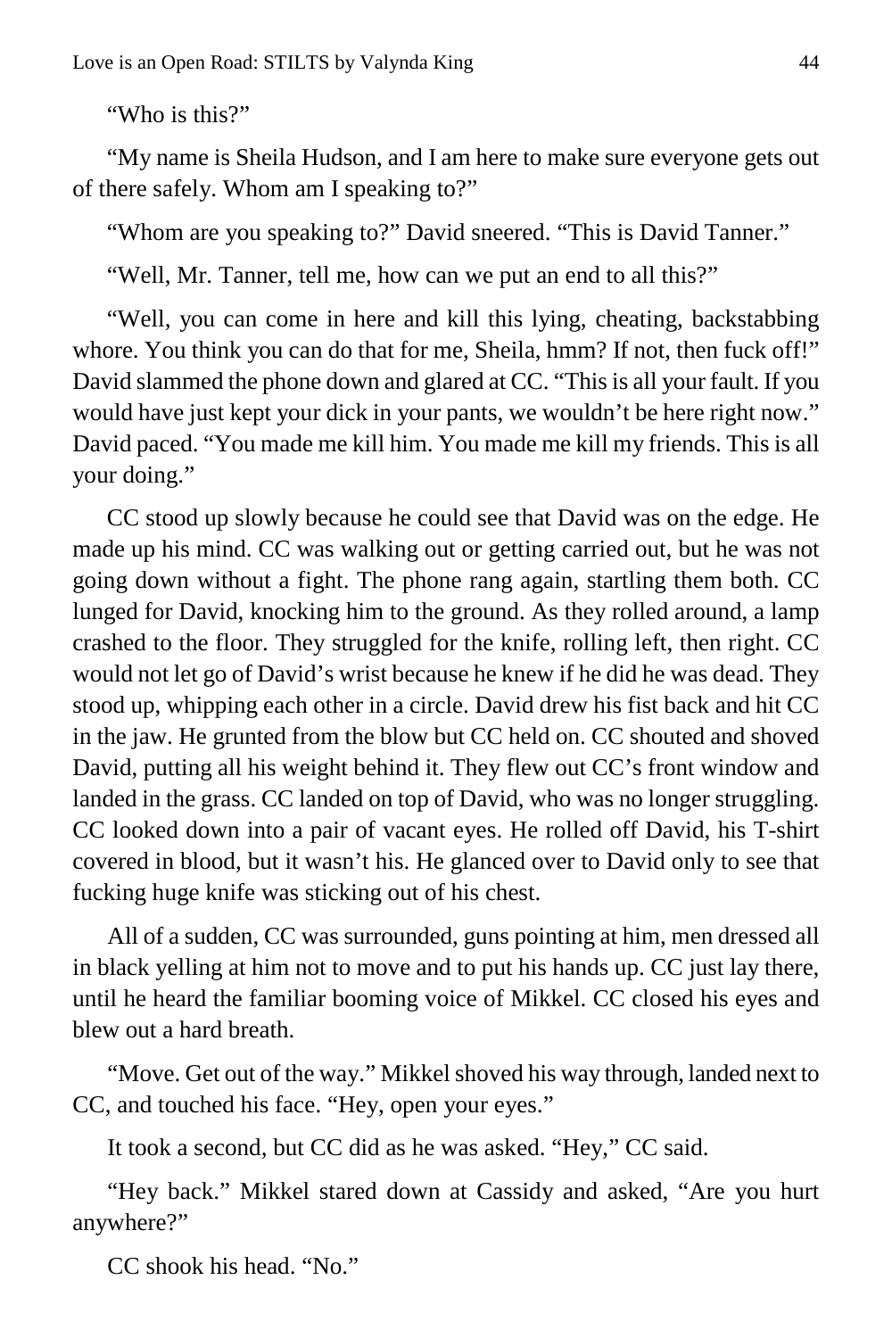"Who is this?"

"My name is Sheila Hudson, and I am here to make sure everyone gets out of there safely. Whom am I speaking to?"

"Whom are you speaking to?" David sneered. "This is David Tanner."

"Well, Mr. Tanner, tell me, how can we put an end to all this?"

"Well, you can come in here and kill this lying, cheating, backstabbing whore. You think you can do that for me, Sheila, hmm? If not, then fuck off!" David slammed the phone down and glared at CC. "This is all your fault. If you would have just kept your dick in your pants, we wouldn't be here right now." David paced. "You made me kill him. You made me kill my friends. This is all your doing."

CC stood up slowly because he could see that David was on the edge. He made up his mind. CC was walking out or getting carried out, but he was not going down without a fight. The phone rang again, startling them both. CC lunged for David, knocking him to the ground. As they rolled around, a lamp crashed to the floor. They struggled for the knife, rolling left, then right. CC would not let go of David's wrist because he knew if he did he was dead. They stood up, whipping each other in a circle. David drew his fist back and hit CC in the jaw. He grunted from the blow but CC held on. CC shouted and shoved David, putting all his weight behind it. They flew out CC's front window and landed in the grass. CC landed on top of David, who was no longer struggling. CC looked down into a pair of vacant eyes. He rolled off David, his T-shirt covered in blood, but it wasn't his. He glanced over to David only to see that fucking huge knife was sticking out of his chest.

All of a sudden, CC was surrounded, guns pointing at him, men dressed all in black yelling at him not to move and to put his hands up. CC just lay there, until he heard the familiar booming voice of Mikkel. CC closed his eyes and blew out a hard breath.

"Move. Get out of the way." Mikkel shoved his way through, landed next to CC, and touched his face. "Hey, open your eyes."

It took a second, but CC did as he was asked. "Hey," CC said.

"Hey back." Mikkel stared down at Cassidy and asked, "Are you hurt anywhere?"

CC shook his head. "No."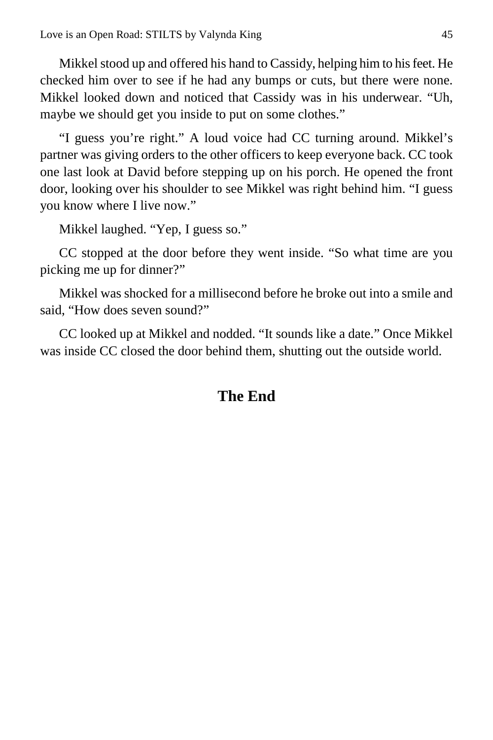Mikkel stood up and offered his hand to Cassidy, helping him to his feet. He checked him over to see if he had any bumps or cuts, but there were none. Mikkel looked down and noticed that Cassidy was in his underwear. "Uh, maybe we should get you inside to put on some clothes."

"I guess you're right." A loud voice had CC turning around. Mikkel's partner was giving orders to the other officers to keep everyone back. CC took one last look at David before stepping up on his porch. He opened the front door, looking over his shoulder to see Mikkel was right behind him. "I guess you know where I live now."

Mikkel laughed. "Yep, I guess so."

CC stopped at the door before they went inside. "So what time are you picking me up for dinner?"

Mikkel was shocked for a millisecond before he broke out into a smile and said, "How does seven sound?"

CC looked up at Mikkel and nodded. "It sounds like a date." Once Mikkel was inside CC closed the door behind them, shutting out the outside world.

## The End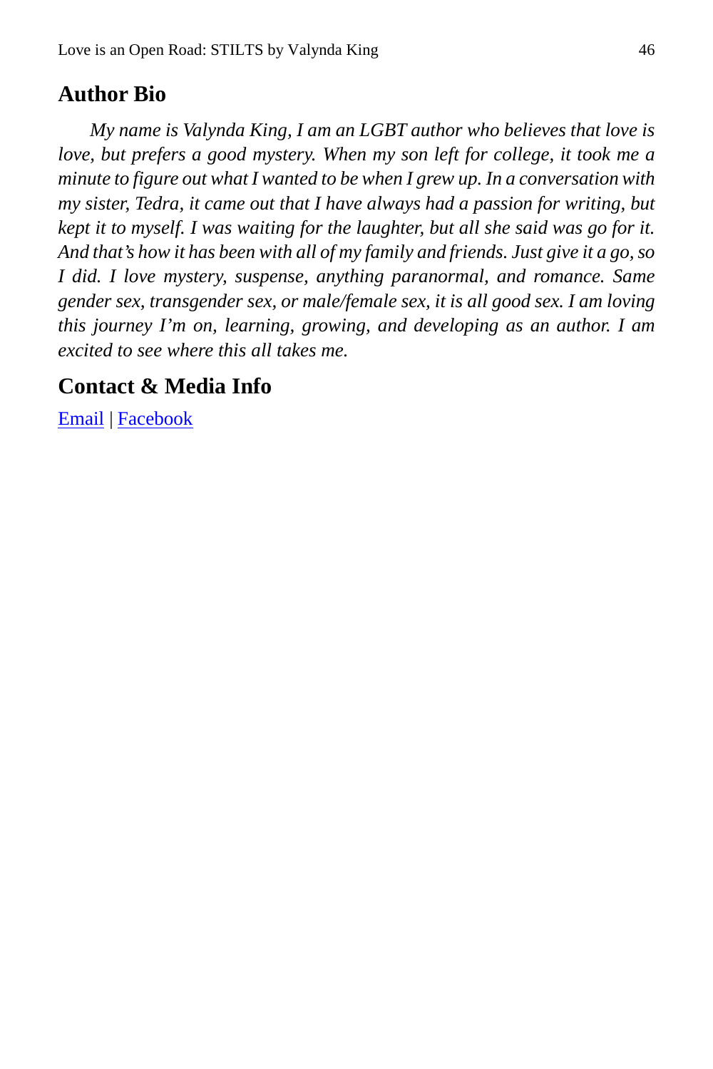## Author Bio

*My name is Valynda King, I am an LGBT author who believes that love is love, but prefers a good mystery. When my son left for college, it took me a minute to figure out what I wanted to be when I grew up. In a conversation with my sister, Tedra, it came out that I have always had a passion for writing, but kept it to myself. I was waiting for the laughter, but all she said was go for it. And that's how it has been with all of my family and friends. Just give it a go, so I did. I love mystery, suspense, anything paranormal, and romance. Same gender sex, transgender sex, or male/female sex, it is all good sex. I am loving this journey I'm on, learning, growing, and developing as an author. I am excited to see where this all takes me.*

## Contact & Media Info

Email | Facebook